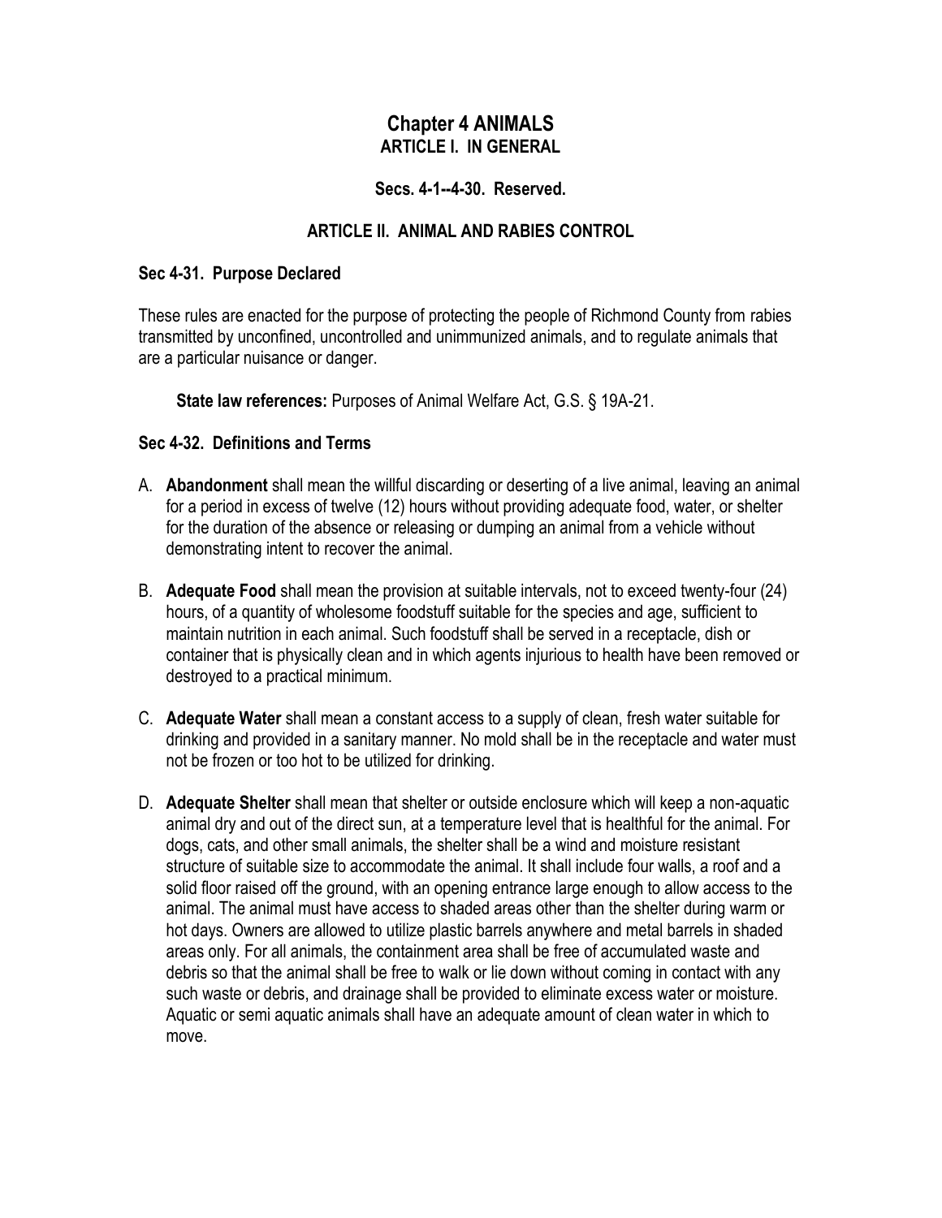# Chapter 4 ANIMALS

## ARTICLE I. IN GENERAL

### Secs. 4-1--4-30. Reserved.

## ARTICLE II. ANIMAL AND RABIES CONTROL

### Sec 4-31. Purpose Declared

These rules are enacted for the purpose of protecting the people of Richmond County from rabies transmitted by unconfined, uncontrolled and unimmunized animals, and to regulate animals that are a particular nuisance or danger.

**State law references:** Purposes of Animal Welfare Act, G.S. § 19A-21.

### Sec 4-32. Definitions and Terms

A. **Abandonment** shall mean the willful discarding or deserting of a live animal, leaving an animal for a period in excess of twelve (12) hours without providing adequate food, water, or shelter for the duration of the absence or releasing or dumping an animal from a vehicle without demonstrating intent to recover the animal.

B. **Adequate Food** shall mean the provision at suitable intervals, not to exceed twenty-four (24) hours, of a quantity of wholesome foodstuff suitable for the species and age, sufficient to maintain nutrition in each animal. Such foodstuff shall be served in a receptacle, dish or container that is physically clean and in which agents injurious to health have been removed or destroyed to a practical minimum.

C. **Adequate Water** shall mean a constant access to a supply of clean, fresh water suitable for drinking and provided in a sanitary manner. No mold shall be in the receptacle and water must not be frozen or too hot to be utilized for drinking.

D. **Adequate Shelter** shall mean that shelter or outside enclosure which will keep a non-aquatic animal dry and out of the direct sun, at a temperature level that is healthful for the animal. For dogs, cats, and other small animals, the shelter shall be a wind and moisture resistant structure of suitable size to accommodate the animal. It shall include four walls, a roof and a solid floor raised off the ground, with an opening entrance large enough to allow access to the animal. The animal must have access to shaded areas other than the shelter during warm or hot days. Owners are allowed to utilize plastic barrels anywhere and metal barrels in shaded areas only. For all animals, the containment area shall be free of accumulated waste and debris so that the animal shall be free to walk or lie down without coming in contact with any such waste or debris, and drainage shall be provided to eliminate excess water or moisture. Aquatic or semi aquatic animals shall have an adequate amount of clean water in which to move.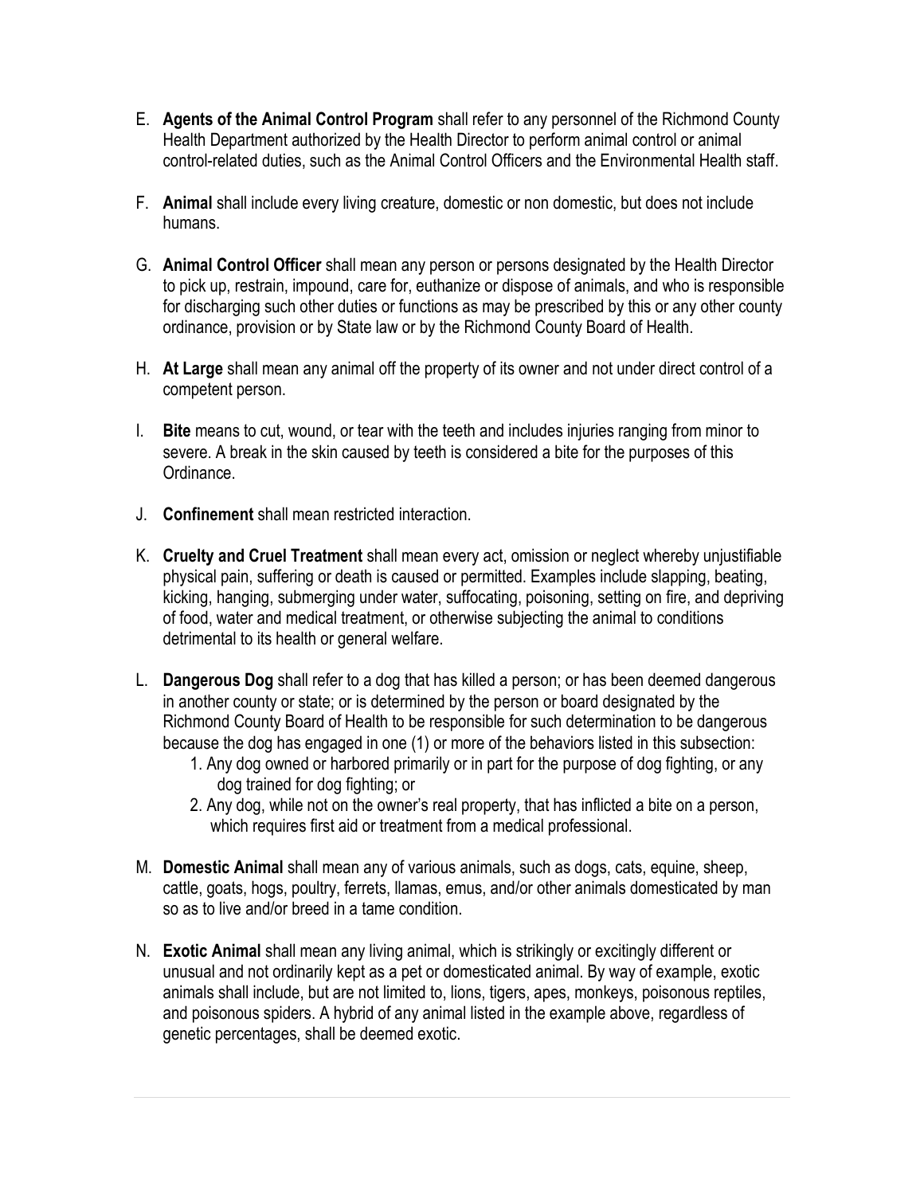E. **Agents of the Animal Control Program** shall refer to any personnel of the Richmond County Health Department authorized by the Health Director to perform animal control or animal control-related duties, such as the Animal Control Officers and the Environmental Health staff.

F. **Animal** shall include every living creature, domestic or non domestic, but does not include humans.

G. **Animal Control Officer** shall mean any person or persons designated by the Health Director to pick up, restrain, impound, care for, euthanize or dispose of animals, and who is responsible for discharging such other duties or functions as may be prescribed by this or any other county ordinance, provision or by State law or by the Richmond County Board of Health.

H. **At Large** shall mean any animal off the property of its owner and not under direct control of a competent person.

I. **Bite** means to cut, wound, or tear with the teeth and includes injuries ranging from minor to severe. A break in the skin caused by teeth is considered a bite for the purposes of this Ordinance.

J. **Confinement** shall mean restricted interaction.

K. **Cruelty and Cruel Treatment** shall mean every act, omission or neglect whereby unjustifiable physical pain, suffering or death is caused or permitted. Examples include slapping, beating, kicking, hanging, submerging under water, suffocating, poisoning, setting on fire, and depriving of food, water and medical treatment, or otherwise subjecting the animal to conditions detrimental to its health or general welfare.

L. **Dangerous Dog** shall refer to a dog that has killed a person; or has been deemed dangerous in another county or state; or is determined by the person or board designated by the Richmond County Board of Health to be responsible for such determination to be dangerous because the dog has engaged in one (1) or more of the behaviors listed in this subsection:
   1. Any dog owned or harbored primarily or in part for the purpose of dog fighting, or any dog trained for dog fighting; or
   2. Any dog, while not on the owner's real property, that has inflicted a bite on a person, which requires first aid or treatment from a medical professional.

M. **Domestic Animal** shall mean any of various animals, such as dogs, cats, equine, sheep, cattle, goats, hogs, poultry, ferrets, llamas, emus, and/or other animals domesticated by man so as to live and/or breed in a tame condition.

N. **Exotic Animal** shall mean any living animal, which is strikingly or excitingly different or unusual and not ordinarily kept as a pet or domesticated animal. By way of example, exotic animals shall include, but are not limited to, lions, tigers, apes, monkeys, poisonous reptiles, and poisonous spiders. A hybrid of any animal listed in the example above, regardless of genetic percentages, shall be deemed exotic.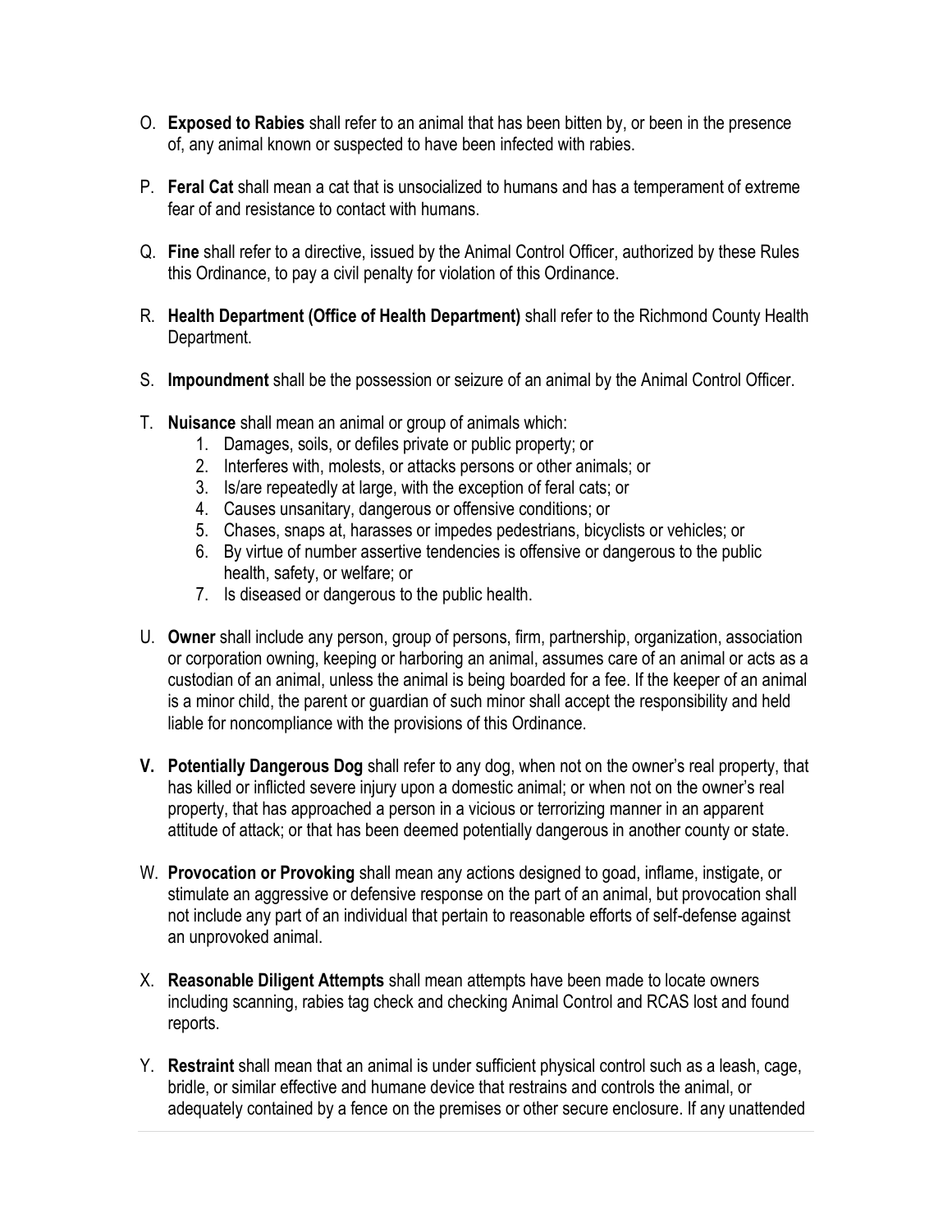O. **Exposed to Rabies** shall refer to an animal that has been bitten by, or been in the presence of, any animal known or suspected to have been infected with rabies.

P. **Feral Cat** shall mean a cat that is unsocialized to humans and has a temperament of extreme fear of and resistance to contact with humans.

Q. **Fine** shall refer to a directive, issued by the Animal Control Officer, authorized by these Rules this Ordinance, to pay a civil penalty for violation of this Ordinance.

R. **Health Department (Office of Health Department)** shall refer to the Richmond County Health Department.

S. **Impoundment** shall be the possession or seizure of an animal by the Animal Control Officer.

T. **Nuisance** shall mean an animal or group of animals which:
   1. Damages, soils, or defiles private or public property; or
   2. Interferes with, molests, or attacks persons or other animals; or
   3. Is/are repeatedly at large, with the exception of feral cats; or
   4. Causes unsanitary, dangerous or offensive conditions; or
   5. Chases, snaps at, harasses or impedes pedestrians, bicyclists or vehicles; or
   6. By virtue of number assertive tendencies is offensive or dangerous to the public health, safety, or welfare; or
   7. Is diseased or dangerous to the public health.

U. **Owner** shall include any person, group of persons, firm, partnership, organization, association or corporation owning, keeping or harboring an animal, assumes care of an animal or acts as a custodian of an animal, unless the animal is being boarded for a fee. If the keeper of an animal is a minor child, the parent or guardian of such minor shall accept the responsibility and held liable for noncompliance with the provisions of this Ordinance.

**V. Potentially Dangerous Dog** shall refer to any dog, when not on the owner's real property, that has killed or inflicted severe injury upon a domestic animal; or when not on the owner's real property, that has approached a person in a vicious or terrorizing manner in an apparent attitude of attack; or that has been deemed potentially dangerous in another county or state.

W. **Provocation or Provoking** shall mean any actions designed to goad, inflame, instigate, or stimulate an aggressive or defensive response on the part of an animal, but provocation shall not include any part of an individual that pertain to reasonable efforts of self-defense against an unprovoked animal.

X. **Reasonable Diligent Attempts** shall mean attempts have been made to locate owners including scanning, rabies tag check and checking Animal Control and RCAS lost and found reports.

Y. **Restraint** shall mean that an animal is under sufficient physical control such as a leash, cage, bridle, or similar effective and humane device that restrains and controls the animal, or adequately contained by a fence on the premises or other secure enclosure. If any unattended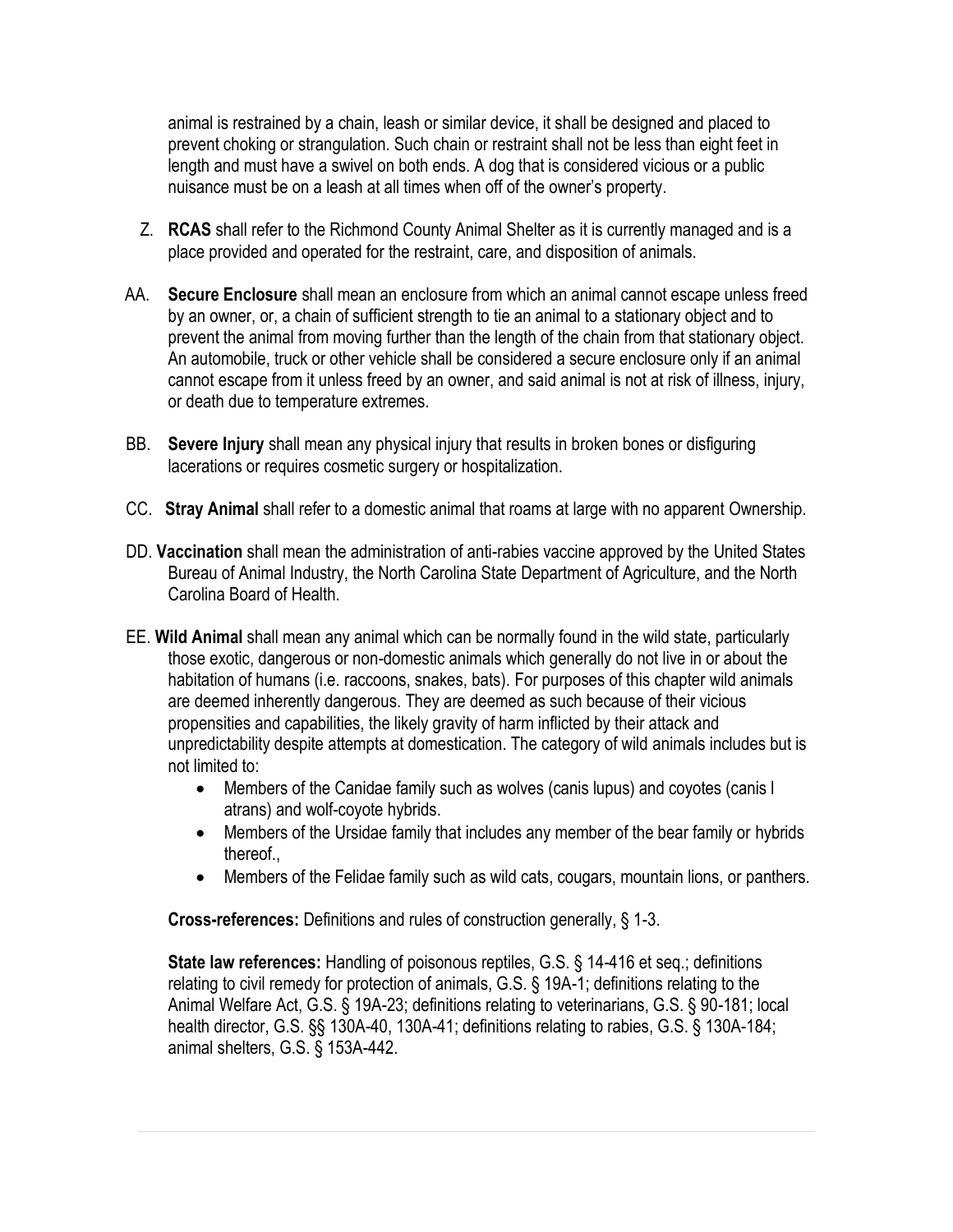animal is restrained by a chain, leash or similar device, it shall be designed and placed to prevent choking or strangulation. Such chain or restraint shall not be less than eight feet in length and must have a swivel on both ends. A dog that is considered vicious or a public nuisance must be on a leash at all times when off of the owner's property.

Z. **RCAS** shall refer to the Richmond County Animal Shelter as it is currently managed and is a place provided and operated for the restraint, care, and disposition of animals.

AA. **Secure Enclosure** shall mean an enclosure from which an animal cannot escape unless freed by an owner, or, a chain of sufficient strength to tie an animal to a stationary object and to prevent the animal from moving further than the length of the chain from that stationary object. An automobile, truck or other vehicle shall be considered a secure enclosure only if an animal cannot escape from it unless freed by an owner, and said animal is not at risk of illness, injury, or death due to temperature extremes.

BB. **Severe Injury** shall mean any physical injury that results in broken bones or disfiguring lacerations or requires cosmetic surgery or hospitalization.

CC. **Stray Animal** shall refer to a domestic animal that roams at large with no apparent Ownership.

DD. **Vaccination** shall mean the administration of anti-rabies vaccine approved by the United States Bureau of Animal Industry, the North Carolina State Department of Agriculture, and the North Carolina Board of Health.

EE. **Wild Animal** shall mean any animal which can be normally found in the wild state, particularly those exotic, dangerous or non-domestic animals which generally do not live in or about the habitation of humans (i.e. raccoons, snakes, bats). For purposes of this chapter wild animals are deemed inherently dangerous. They are deemed as such because of their vicious propensities and capabilities, the likely gravity of harm inflicted by their attack and unpredictability despite attempts at domestication. The category of wild animals includes but is not limited to:

- Members of the Canidae family such as wolves (canis lupus) and coyotes (canis l atrans) and wolf-coyote hybrids.
- Members of the Ursidae family that includes any member of the bear family or hybrids thereof.,
- Members of the Felidae family such as wild cats, cougars, mountain lions, or panthers.

**Cross-references:** Definitions and rules of construction generally, § 1-3.

**State law references:** Handling of poisonous reptiles, G.S. § 14-416 et seq.; definitions relating to civil remedy for protection of animals, G.S. § 19A-1; definitions relating to the Animal Welfare Act, G.S. § 19A-23; definitions relating to veterinarians, G.S. § 90-181; local health director, G.S. §§ 130A-40, 130A-41; definitions relating to rabies, G.S. § 130A-184; animal shelters, G.S. § 153A-442.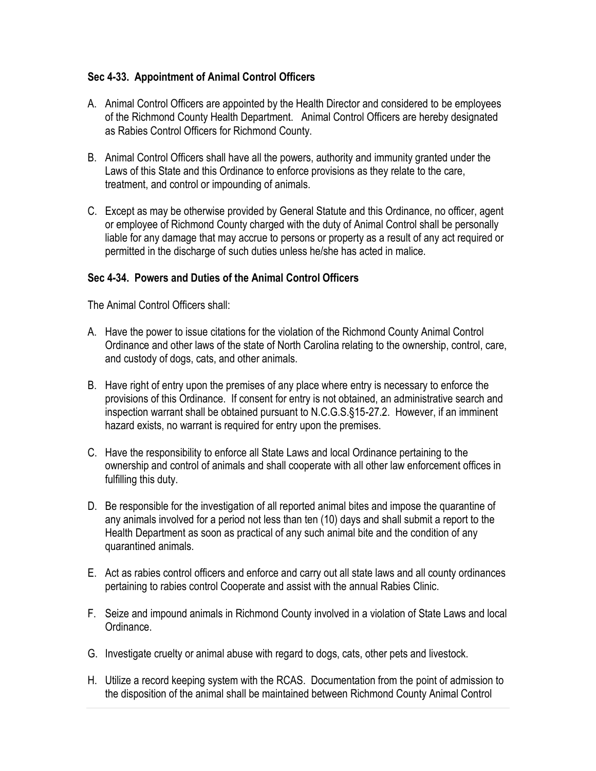### Sec 4-33. Appointment of Animal Control Officers

A. Animal Control Officers are appointed by the Health Director and considered to be employees of the Richmond County Health Department. Animal Control Officers are hereby designated as Rabies Control Officers for Richmond County.

B. Animal Control Officers shall have all the powers, authority and immunity granted under the Laws of this State and this Ordinance to enforce provisions as they relate to the care, treatment, and control or impounding of animals.

C. Except as may be otherwise provided by General Statute and this Ordinance, no officer, agent or employee of Richmond County charged with the duty of Animal Control shall be personally liable for any damage that may accrue to persons or property as a result of any act required or permitted in the discharge of such duties unless he/she has acted in malice.

### Sec 4-34. Powers and Duties of the Animal Control Officers

The Animal Control Officers shall:

A. Have the power to issue citations for the violation of the Richmond County Animal Control Ordinance and other laws of the state of North Carolina relating to the ownership, control, care, and custody of dogs, cats, and other animals.

B. Have right of entry upon the premises of any place where entry is necessary to enforce the provisions of this Ordinance. If consent for entry is not obtained, an administrative search and inspection warrant shall be obtained pursuant to N.C.G.S.§15-27.2. However, if an imminent hazard exists, no warrant is required for entry upon the premises.

C. Have the responsibility to enforce all State Laws and local Ordinance pertaining to the ownership and control of animals and shall cooperate with all other law enforcement offices in fulfilling this duty.

D. Be responsible for the investigation of all reported animal bites and impose the quarantine of any animals involved for a period not less than ten (10) days and shall submit a report to the Health Department as soon as practical of any such animal bite and the condition of any quarantined animals.

E. Act as rabies control officers and enforce and carry out all state laws and all county ordinances pertaining to rabies control Cooperate and assist with the annual Rabies Clinic.

F. Seize and impound animals in Richmond County involved in a violation of State Laws and local Ordinance.

G. Investigate cruelty or animal abuse with regard to dogs, cats, other pets and livestock.

H. Utilize a record keeping system with the RCAS. Documentation from the point of admission to the disposition of the animal shall be maintained between Richmond County Animal Control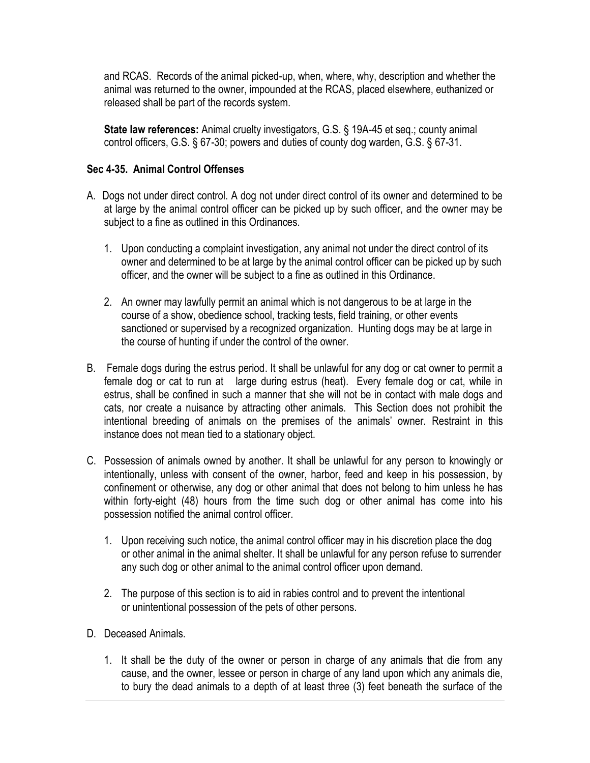and RCAS. Records of the animal picked-up, when, where, why, description and whether the animal was returned to the owner, impounded at the RCAS, placed elsewhere, euthanized or released shall be part of the records system.

**State law references:** Animal cruelty investigators, G.S. § 19A-45 et seq.; county animal control officers, G.S. § 67-30; powers and duties of county dog warden, G.S. § 67-31.

### Sec 4-35. Animal Control Offenses

A. Dogs not under direct control. A dog not under direct control of its owner and determined to be at large by the animal control officer can be picked up by such officer, and the owner may be subject to a fine as outlined in this Ordinances.

   1. Upon conducting a complaint investigation, any animal not under the direct control of its owner and determined to be at large by the animal control officer can be picked up by such officer, and the owner will be subject to a fine as outlined in this Ordinance.

   2. An owner may lawfully permit an animal which is not dangerous to be at large in the course of a show, obedience school, tracking tests, field training, or other events sanctioned or supervised by a recognized organization. Hunting dogs may be at large in the course of hunting if under the control of the owner.

B. Female dogs during the estrus period. It shall be unlawful for any dog or cat owner to permit a female dog or cat to run at large during estrus (heat). Every female dog or cat, while in estrus, shall be confined in such a manner that she will not be in contact with male dogs and cats, nor create a nuisance by attracting other animals. This Section does not prohibit the intentional breeding of animals on the premises of the animals' owner. Restraint in this instance does not mean tied to a stationary object.

C. Possession of animals owned by another. It shall be unlawful for any person to knowingly or intentionally, unless with consent of the owner, harbor, feed and keep in his possession, by confinement or otherwise, any dog or other animal that does not belong to him unless he has within forty-eight (48) hours from the time such dog or other animal has come into his possession notified the animal control officer.

   1. Upon receiving such notice, the animal control officer may in his discretion place the dog or other animal in the animal shelter. It shall be unlawful for any person refuse to surrender any such dog or other animal to the animal control officer upon demand.

   2. The purpose of this section is to aid in rabies control and to prevent the intentional or unintentional possession of the pets of other persons.

D. Deceased Animals.

   1. It shall be the duty of the owner or person in charge of any animals that die from any cause, and the owner, lessee or person in charge of any land upon which any animals die, to bury the dead animals to a depth of at least three (3) feet beneath the surface of the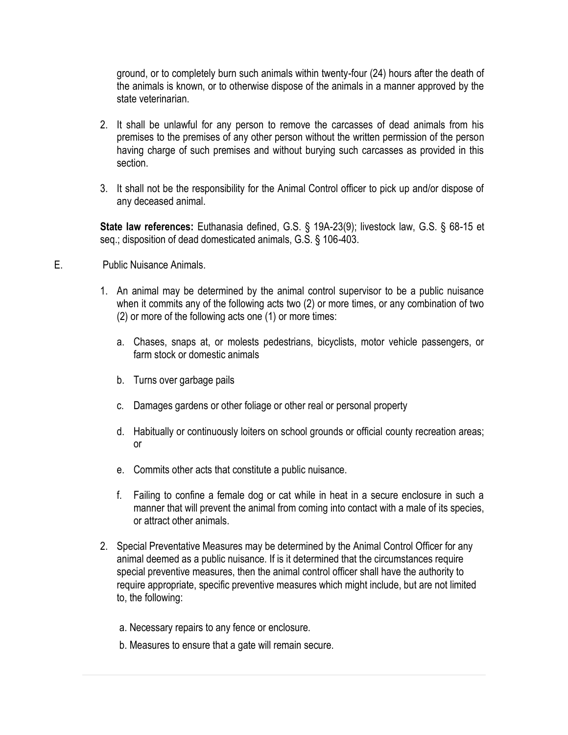ground, or to completely burn such animals within twenty-four (24) hours after the death of the animals is known, or to otherwise dispose of the animals in a manner approved by the state veterinarian.

2. It shall be unlawful for any person to remove the carcasses of dead animals from his premises to the premises of any other person without the written permission of the person having charge of such premises and without burying such carcasses as provided in this section.

3. It shall not be the responsibility for the Animal Control officer to pick up and/or dispose of any deceased animal.

**State law references:** Euthanasia defined, G.S. § 19A-23(9); livestock law, G.S. § 68-15 et seq.; disposition of dead domesticated animals, G.S. § 106-403.

E. Public Nuisance Animals.

1. An animal may be determined by the animal control supervisor to be a public nuisance when it commits any of the following acts two (2) or more times, or any combination of two (2) or more of the following acts one (1) or more times:

   a. Chases, snaps at, or molests pedestrians, bicyclists, motor vehicle passengers, or farm stock or domestic animals

   b. Turns over garbage pails

   c. Damages gardens or other foliage or other real or personal property

   d. Habitually or continuously loiters on school grounds or official county recreation areas; or

   e. Commits other acts that constitute a public nuisance.

   f. Failing to confine a female dog or cat while in heat in a secure enclosure in such a manner that will prevent the animal from coming into contact with a male of its species, or attract other animals.

2. Special Preventative Measures may be determined by the Animal Control Officer for any animal deemed as a public nuisance. If is it determined that the circumstances require special preventive measures, then the animal control officer shall have the authority to require appropriate, specific preventive measures which might include, but are not limited to, the following:

   a. Necessary repairs to any fence or enclosure.

   b. Measures to ensure that a gate will remain secure.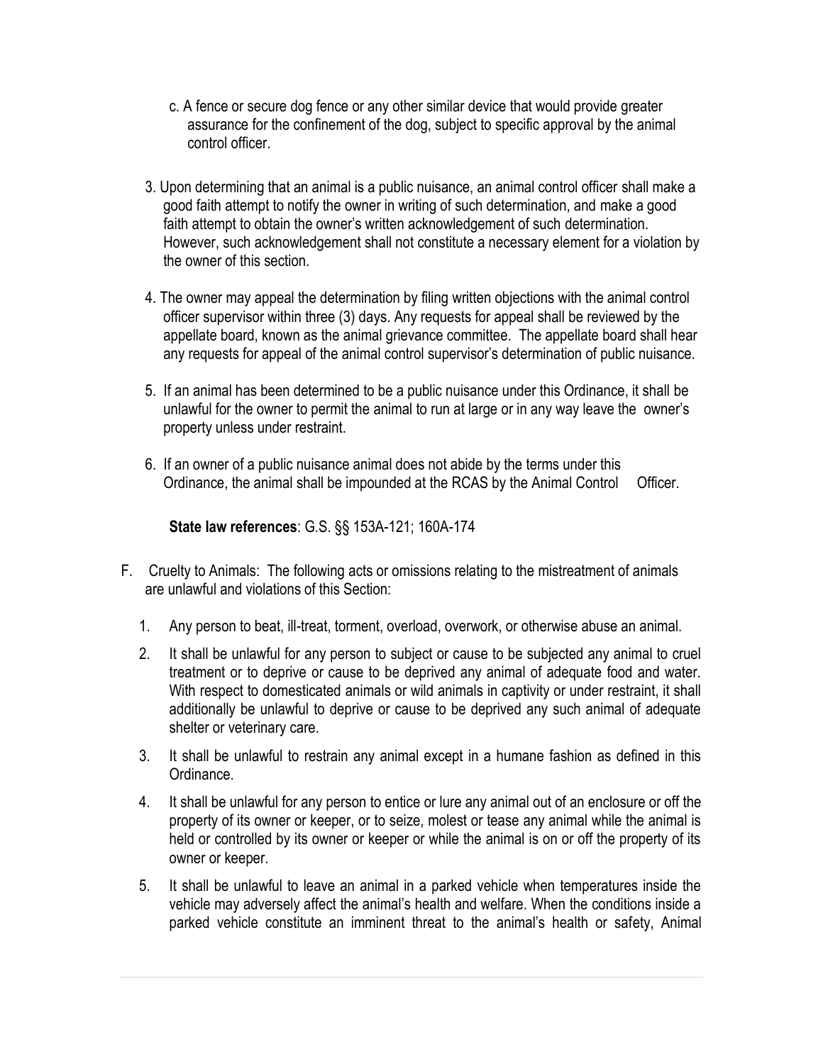c. A fence or secure dog fence or any other similar device that would provide greater assurance for the confinement of the dog, subject to specific approval by the animal control officer.

3. Upon determining that an animal is a public nuisance, an animal control officer shall make a good faith attempt to notify the owner in writing of such determination, and make a good faith attempt to obtain the owner's written acknowledgement of such determination. However, such acknowledgement shall not constitute a necessary element for a violation by the owner of this section.

4. The owner may appeal the determination by filing written objections with the animal control officer supervisor within three (3) days. Any requests for appeal shall be reviewed by the appellate board, known as the animal grievance committee. The appellate board shall hear any requests for appeal of the animal control supervisor's determination of public nuisance.

5. If an animal has been determined to be a public nuisance under this Ordinance, it shall be unlawful for the owner to permit the animal to run at large or in any way leave the owner's property unless under restraint.

6. If an owner of a public nuisance animal does not abide by the terms under this Ordinance, the animal shall be impounded at the RCAS by the Animal Control Officer.

**State law references**: G.S. §§ 153A-121; 160A-174

F. Cruelty to Animals: The following acts or omissions relating to the mistreatment of animals are unlawful and violations of this Section:

1. Any person to beat, ill-treat, torment, overload, overwork, or otherwise abuse an animal.
2. It shall be unlawful for any person to subject or cause to be subjected any animal to cruel treatment or to deprive or cause to be deprived any animal of adequate food and water. With respect to domesticated animals or wild animals in captivity or under restraint, it shall additionally be unlawful to deprive or cause to be deprived any such animal of adequate shelter or veterinary care.
3. It shall be unlawful to restrain any animal except in a humane fashion as defined in this Ordinance.
4. It shall be unlawful for any person to entice or lure any animal out of an enclosure or off the property of its owner or keeper, or to seize, molest or tease any animal while the animal is held or controlled by its owner or keeper or while the animal is on or off the property of its owner or keeper.
5. It shall be unlawful to leave an animal in a parked vehicle when temperatures inside the vehicle may adversely affect the animal's health and welfare. When the conditions inside a parked vehicle constitute an imminent threat to the animal's health or safety, Animal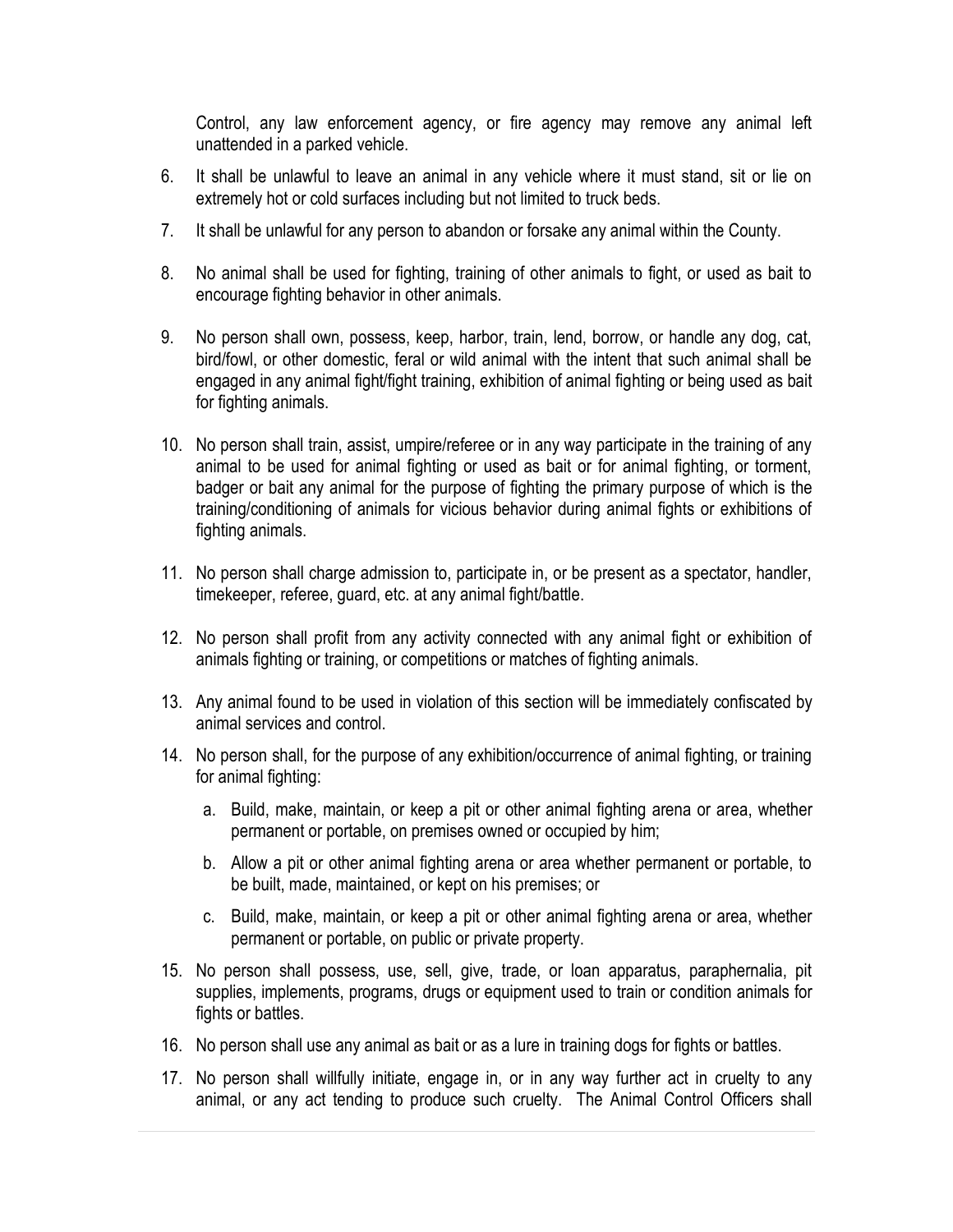Control, any law enforcement agency, or fire agency may remove any animal left unattended in a parked vehicle.

6. It shall be unlawful to leave an animal in any vehicle where it must stand, sit or lie on extremely hot or cold surfaces including but not limited to truck beds.

7. It shall be unlawful for any person to abandon or forsake any animal within the County.

8. No animal shall be used for fighting, training of other animals to fight, or used as bait to encourage fighting behavior in other animals.

9. No person shall own, possess, keep, harbor, train, lend, borrow, or handle any dog, cat, bird/fowl, or other domestic, feral or wild animal with the intent that such animal shall be engaged in any animal fight/fight training, exhibition of animal fighting or being used as bait for fighting animals.

10. No person shall train, assist, umpire/referee or in any way participate in the training of any animal to be used for animal fighting or used as bait or for animal fighting, or torment, badger or bait any animal for the purpose of fighting the primary purpose of which is the training/conditioning of animals for vicious behavior during animal fights or exhibitions of fighting animals.

11. No person shall charge admission to, participate in, or be present as a spectator, handler, timekeeper, referee, guard, etc. at any animal fight/battle.

12. No person shall profit from any activity connected with any animal fight or exhibition of animals fighting or training, or competitions or matches of fighting animals.

13. Any animal found to be used in violation of this section will be immediately confiscated by animal services and control.

14. No person shall, for the purpose of any exhibition/occurrence of animal fighting, or training for animal fighting:

    a. Build, make, maintain, or keep a pit or other animal fighting arena or area, whether permanent or portable, on premises owned or occupied by him;

    b. Allow a pit or other animal fighting arena or area whether permanent or portable, to be built, made, maintained, or kept on his premises; or

    c. Build, make, maintain, or keep a pit or other animal fighting arena or area, whether permanent or portable, on public or private property.

15. No person shall possess, use, sell, give, trade, or loan apparatus, paraphernalia, pit supplies, implements, programs, drugs or equipment used to train or condition animals for fights or battles.

16. No person shall use any animal as bait or as a lure in training dogs for fights or battles.

17. No person shall willfully initiate, engage in, or in any way further act in cruelty to any animal, or any act tending to produce such cruelty. The Animal Control Officers shall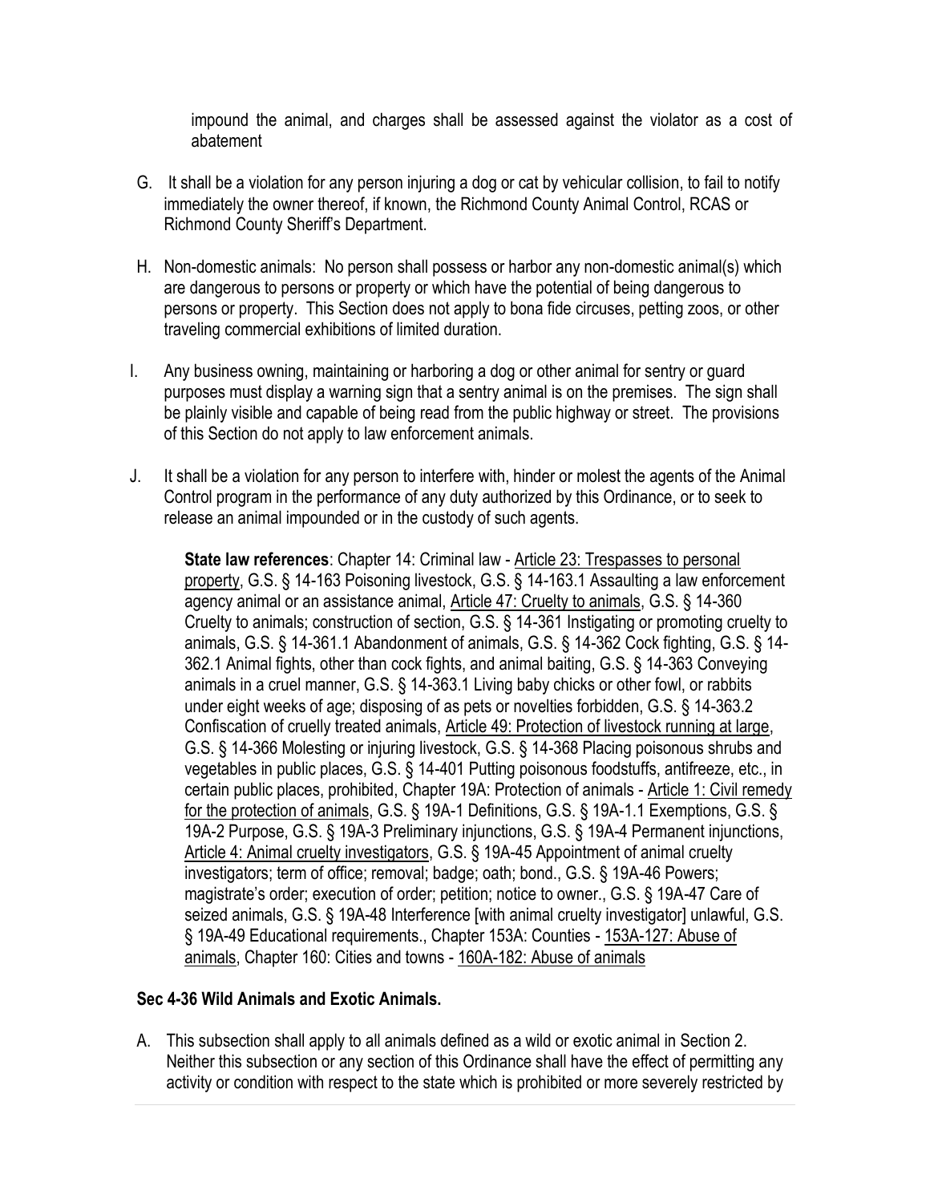impound the animal, and charges shall be assessed against the violator as a cost of abatement

G. It shall be a violation for any person injuring a dog or cat by vehicular collision, to fail to notify immediately the owner thereof, if known, the Richmond County Animal Control, RCAS or Richmond County Sheriff's Department.

H. Non-domestic animals: No person shall possess or harbor any non-domestic animal(s) which are dangerous to persons or property or which have the potential of being dangerous to persons or property. This Section does not apply to bona fide circuses, petting zoos, or other traveling commercial exhibitions of limited duration.

I. Any business owning, maintaining or harboring a dog or other animal for sentry or guard purposes must display a warning sign that a sentry animal is on the premises. The sign shall be plainly visible and capable of being read from the public highway or street. The provisions of this Section do not apply to law enforcement animals.

J. It shall be a violation for any person to interfere with, hinder or molest the agents of the Animal Control program in the performance of any duty authorized by this Ordinance, or to seek to release an animal impounded or in the custody of such agents.

**State law references**: Chapter 14: Criminal law - Article 23: Trespasses to personal property, G.S. § 14-163 Poisoning livestock, G.S. § 14-163.1 Assaulting a law enforcement agency animal or an assistance animal, Article 47: Cruelty to animals, G.S. § 14-360 Cruelty to animals; construction of section, G.S. § 14-361 Instigating or promoting cruelty to animals, G.S. § 14-361.1 Abandonment of animals, G.S. § 14-362 Cock fighting, G.S. § 14-362.1 Animal fights, other than cock fights, and animal baiting, G.S. § 14-363 Conveying animals in a cruel manner, G.S. § 14-363.1 Living baby chicks or other fowl, or rabbits under eight weeks of age; disposing of as pets or novelties forbidden, G.S. § 14-363.2 Confiscation of cruelly treated animals, Article 49: Protection of livestock running at large, G.S. § 14-366 Molesting or injuring livestock, G.S. § 14-368 Placing poisonous shrubs and vegetables in public places, G.S. § 14-401 Putting poisonous foodstuffs, antifreeze, etc., in certain public places, prohibited, Chapter 19A: Protection of animals - Article 1: Civil remedy for the protection of animals, G.S. § 19A-1 Definitions, G.S. § 19A-1.1 Exemptions, G.S. § 19A-2 Purpose, G.S. § 19A-3 Preliminary injunctions, G.S. § 19A-4 Permanent injunctions, Article 4: Animal cruelty investigators, G.S. § 19A-45 Appointment of animal cruelty investigators; term of office; removal; badge; oath; bond., G.S. § 19A-46 Powers; magistrate's order; execution of order; petition; notice to owner., G.S. § 19A-47 Care of seized animals, G.S. § 19A-48 Interference [with animal cruelty investigator] unlawful, G.S. § 19A-49 Educational requirements., Chapter 153A: Counties - 153A-127: Abuse of animals, Chapter 160: Cities and towns - 160A-182: Abuse of animals

### Sec 4-36 Wild Animals and Exotic Animals.

A. This subsection shall apply to all animals defined as a wild or exotic animal in Section 2. Neither this subsection or any section of this Ordinance shall have the effect of permitting any activity or condition with respect to the state which is prohibited or more severely restricted by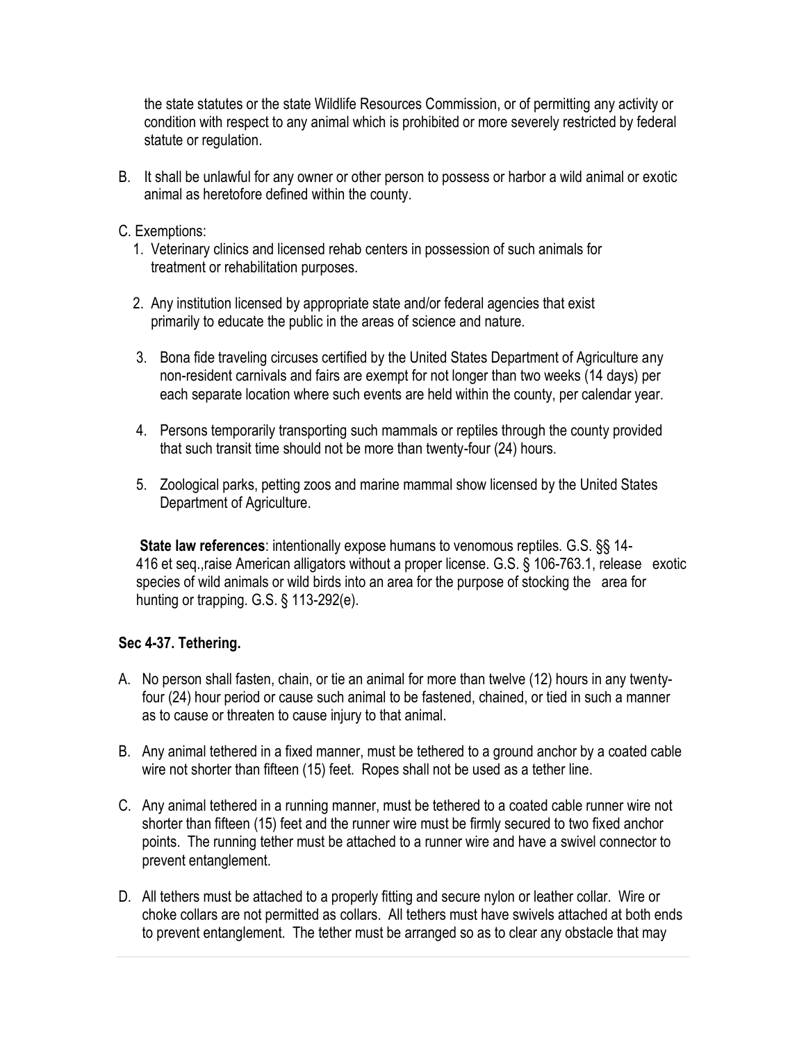the state statutes or the state Wildlife Resources Commission, or of permitting any activity or condition with respect to any animal which is prohibited or more severely restricted by federal statute or regulation.

B. It shall be unlawful for any owner or other person to possess or harbor a wild animal or exotic animal as heretofore defined within the county.

C. Exemptions:

   1. Veterinary clinics and licensed rehab centers in possession of such animals for treatment or rehabilitation purposes.

   2. Any institution licensed by appropriate state and/or federal agencies that exist primarily to educate the public in the areas of science and nature.

   3. Bona fide traveling circuses certified by the United States Department of Agriculture any non-resident carnivals and fairs are exempt for not longer than two weeks (14 days) per each separate location where such events are held within the county, per calendar year.

   4. Persons temporarily transporting such mammals or reptiles through the county provided that such transit time should not be more than twenty-four (24) hours.

   5. Zoological parks, petting zoos and marine mammal show licensed by the United States Department of Agriculture.

**State law references**: intentionally expose humans to venomous reptiles. G.S. §§ 14-416 et seq.,raise American alligators without a proper license. G.S. § 106-763.1, release exotic species of wild animals or wild birds into an area for the purpose of stocking the area for hunting or trapping. G.S. § 113-292(e).

### Sec 4-37. Tethering.

A. No person shall fasten, chain, or tie an animal for more than twelve (12) hours in any twenty-four (24) hour period or cause such animal to be fastened, chained, or tied in such a manner as to cause or threaten to cause injury to that animal.

B. Any animal tethered in a fixed manner, must be tethered to a ground anchor by a coated cable wire not shorter than fifteen (15) feet. Ropes shall not be used as a tether line.

C. Any animal tethered in a running manner, must be tethered to a coated cable runner wire not shorter than fifteen (15) feet and the runner wire must be firmly secured to two fixed anchor points. The running tether must be attached to a runner wire and have a swivel connector to prevent entanglement.

D. All tethers must be attached to a properly fitting and secure nylon or leather collar. Wire or choke collars are not permitted as collars. All tethers must have swivels attached at both ends to prevent entanglement. The tether must be arranged so as to clear any obstacle that may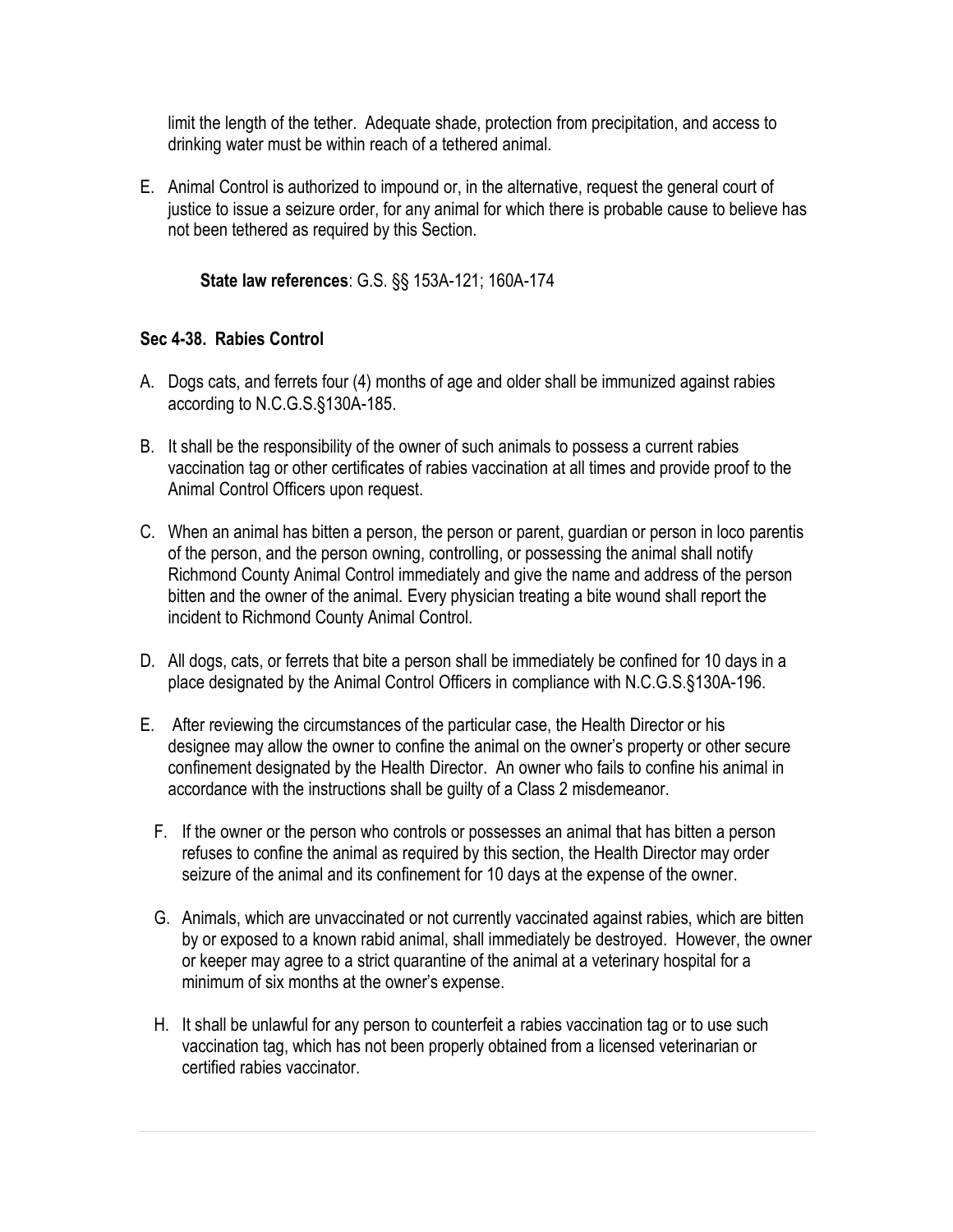limit the length of the tether. Adequate shade, protection from precipitation, and access to drinking water must be within reach of a tethered animal.

E. Animal Control is authorized to impound or, in the alternative, request the general court of justice to issue a seizure order, for any animal for which there is probable cause to believe has not been tethered as required by this Section.

**State law references**: G.S. §§ 153A-121; 160A-174

### Sec 4-38. Rabies Control

A. Dogs cats, and ferrets four (4) months of age and older shall be immunized against rabies according to N.C.G.S.§130A-185.

B. It shall be the responsibility of the owner of such animals to possess a current rabies vaccination tag or other certificates of rabies vaccination at all times and provide proof to the Animal Control Officers upon request.

C. When an animal has bitten a person, the person or parent, guardian or person in loco parentis of the person, and the person owning, controlling, or possessing the animal shall notify Richmond County Animal Control immediately and give the name and address of the person bitten and the owner of the animal. Every physician treating a bite wound shall report the incident to Richmond County Animal Control.

D. All dogs, cats, or ferrets that bite a person shall be immediately be confined for 10 days in a place designated by the Animal Control Officers in compliance with N.C.G.S.§130A-196.

E. After reviewing the circumstances of the particular case, the Health Director or his designee may allow the owner to confine the animal on the owner's property or other secure confinement designated by the Health Director. An owner who fails to confine his animal in accordance with the instructions shall be guilty of a Class 2 misdemeanor.

F. If the owner or the person who controls or possesses an animal that has bitten a person refuses to confine the animal as required by this section, the Health Director may order seizure of the animal and its confinement for 10 days at the expense of the owner.

G. Animals, which are unvaccinated or not currently vaccinated against rabies, which are bitten by or exposed to a known rabid animal, shall immediately be destroyed. However, the owner or keeper may agree to a strict quarantine of the animal at a veterinary hospital for a minimum of six months at the owner's expense.

H. It shall be unlawful for any person to counterfeit a rabies vaccination tag or to use such vaccination tag, which has not been properly obtained from a licensed veterinarian or certified rabies vaccinator.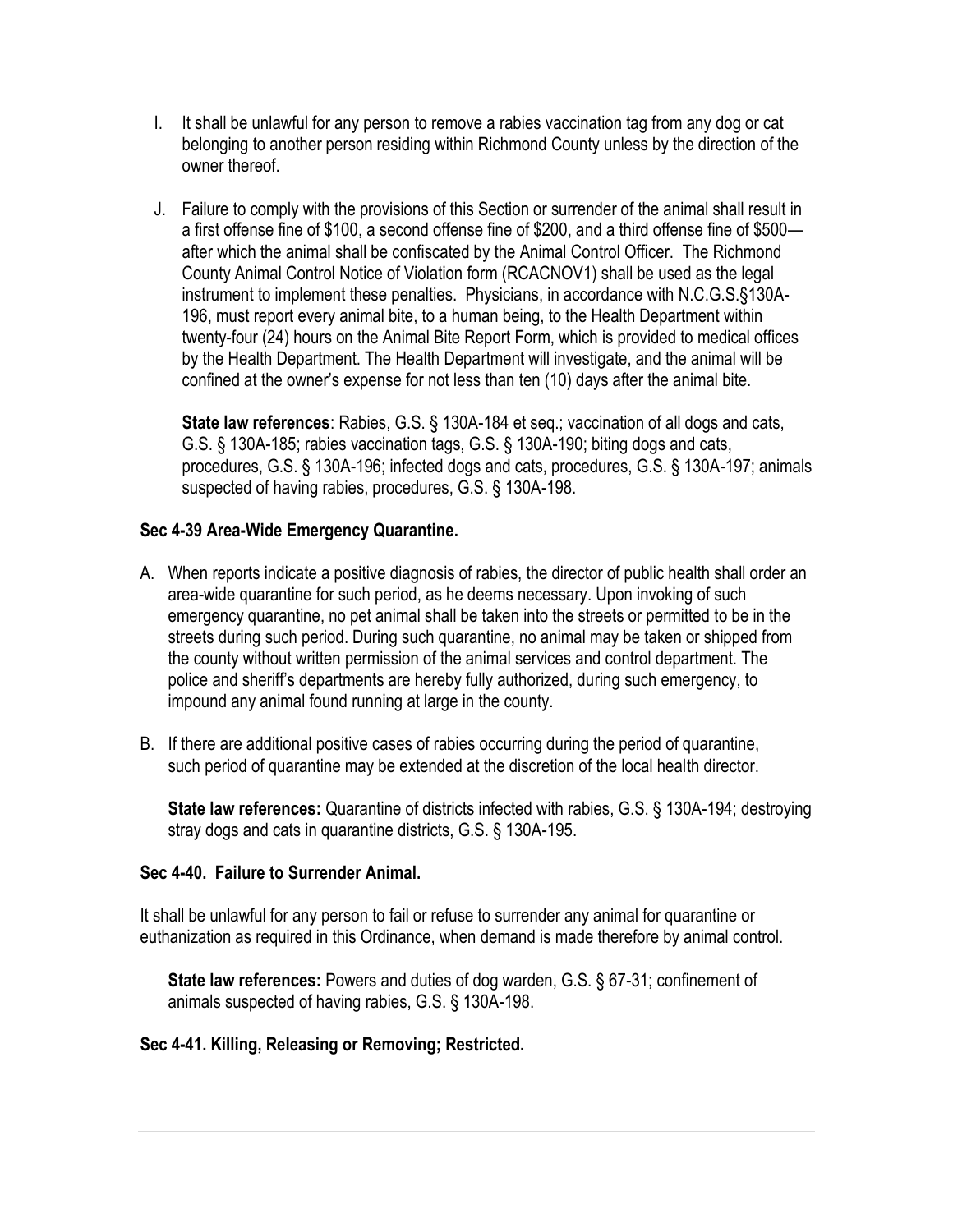I. It shall be unlawful for any person to remove a rabies vaccination tag from any dog or cat belonging to another person residing within Richmond County unless by the direction of the owner thereof.

J. Failure to comply with the provisions of this Section or surrender of the animal shall result in a first offense fine of $100, a second offense fine of $200, and a third offense fine of $500—after which the animal shall be confiscated by the Animal Control Officer. The Richmond County Animal Control Notice of Violation form (RCACNOV1) shall be used as the legal instrument to implement these penalties. Physicians, in accordance with N.C.G.S.§130A-196, must report every animal bite, to a human being, to the Health Department within twenty-four (24) hours on the Animal Bite Report Form, which is provided to medical offices by the Health Department. The Health Department will investigate, and the animal will be confined at the owner's expense for not less than ten (10) days after the animal bite.

**State law references**: Rabies, G.S. § 130A-184 et seq.; vaccination of all dogs and cats, G.S. § 130A-185; rabies vaccination tags, G.S. § 130A-190; biting dogs and cats, procedures, G.S. § 130A-196; infected dogs and cats, procedures, G.S. § 130A-197; animals suspected of having rabies, procedures, G.S. § 130A-198.

### Sec 4-39 Area-Wide Emergency Quarantine.

A. When reports indicate a positive diagnosis of rabies, the director of public health shall order an area-wide quarantine for such period, as he deems necessary. Upon invoking of such emergency quarantine, no pet animal shall be taken into the streets or permitted to be in the streets during such period. During such quarantine, no animal may be taken or shipped from the county without written permission of the animal services and control department. The police and sheriff's departments are hereby fully authorized, during such emergency, to impound any animal found running at large in the county.

B. If there are additional positive cases of rabies occurring during the period of quarantine, such period of quarantine may be extended at the discretion of the local health director.

**State law references:** Quarantine of districts infected with rabies, G.S. § 130A-194; destroying stray dogs and cats in quarantine districts, G.S. § 130A-195.

### Sec 4-40. Failure to Surrender Animal.

It shall be unlawful for any person to fail or refuse to surrender any animal for quarantine or euthanization as required in this Ordinance, when demand is made therefore by animal control.

**State law references:** Powers and duties of dog warden, G.S. § 67-31; confinement of animals suspected of having rabies, G.S. § 130A-198.

### Sec 4-41. Killing, Releasing or Removing; Restricted.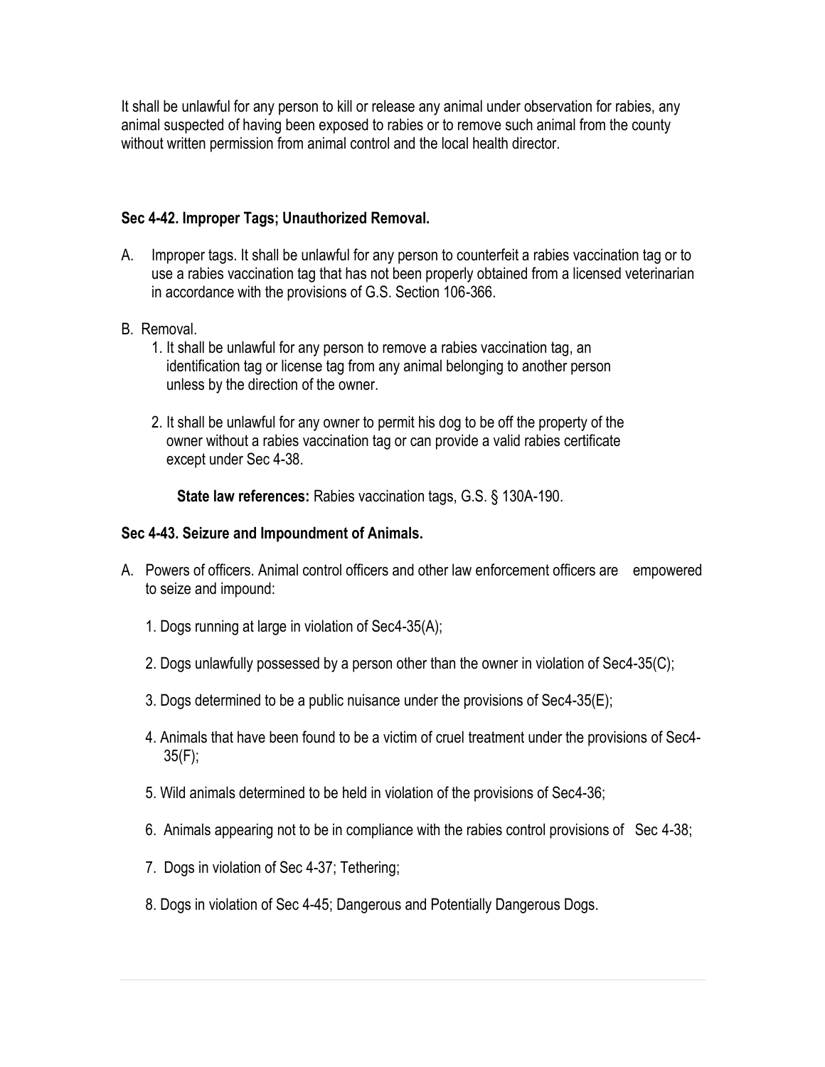It shall be unlawful for any person to kill or release any animal under observation for rabies, any animal suspected of having been exposed to rabies or to remove such animal from the county without written permission from animal control and the local health director.

**Sec 4-42. Improper Tags; Unauthorized Removal.**

A. Improper tags. It shall be unlawful for any person to counterfeit a rabies vaccination tag or to use a rabies vaccination tag that has not been properly obtained from a licensed veterinarian in accordance with the provisions of G.S. Section 106-366.

B. Removal.

   1. It shall be unlawful for any person to remove a rabies vaccination tag, an identification tag or license tag from any animal belonging to another person unless by the direction of the owner.

   2. It shall be unlawful for any owner to permit his dog to be off the property of the owner without a rabies vaccination tag or can provide a valid rabies certificate except under Sec 4-38.

      **State law references:** Rabies vaccination tags, G.S. § 130A-190.

**Sec 4-43. Seizure and Impoundment of Animals.**

A. Powers of officers. Animal control officers and other law enforcement officers are empowered to seize and impound:

   1. Dogs running at large in violation of Sec4-35(A);

   2. Dogs unlawfully possessed by a person other than the owner in violation of Sec4-35(C);

   3. Dogs determined to be a public nuisance under the provisions of Sec4-35(E);

   4. Animals that have been found to be a victim of cruel treatment under the provisions of Sec4-35(F);

   5. Wild animals determined to be held in violation of the provisions of Sec4-36;

   6. Animals appearing not to be in compliance with the rabies control provisions of Sec 4-38;

   7. Dogs in violation of Sec 4-37; Tethering;

   8. Dogs in violation of Sec 4-45; Dangerous and Potentially Dangerous Dogs.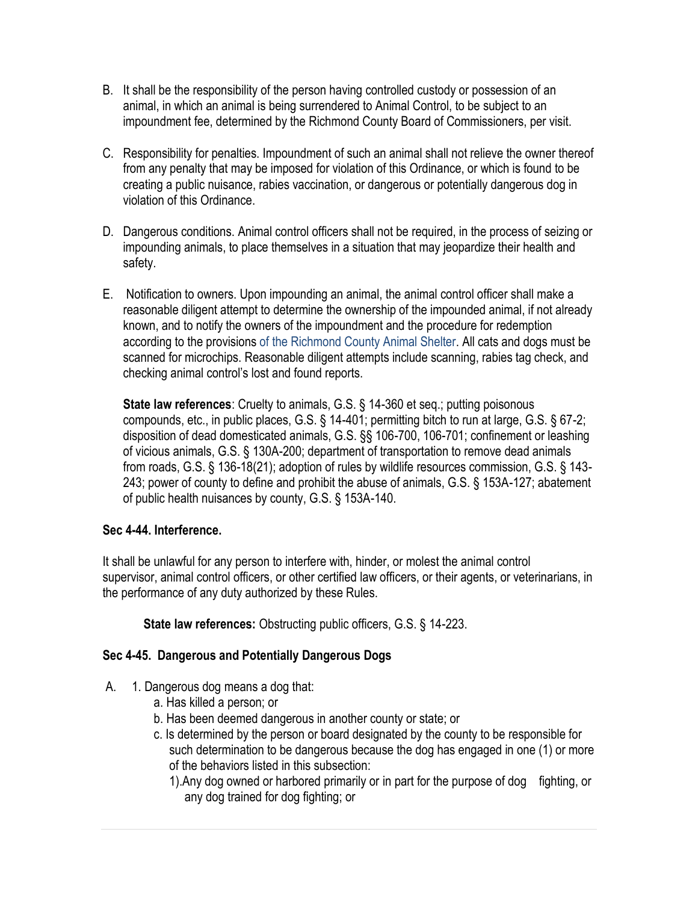B. It shall be the responsibility of the person having controlled custody or possession of an animal, in which an animal is being surrendered to Animal Control, to be subject to an impoundment fee, determined by the Richmond County Board of Commissioners, per visit.

C. Responsibility for penalties. Impoundment of such an animal shall not relieve the owner thereof from any penalty that may be imposed for violation of this Ordinance, or which is found to be creating a public nuisance, rabies vaccination, or dangerous or potentially dangerous dog in violation of this Ordinance.

D. Dangerous conditions. Animal control officers shall not be required, in the process of seizing or impounding animals, to place themselves in a situation that may jeopardize their health and safety.

E. Notification to owners. Upon impounding an animal, the animal control officer shall make a reasonable diligent attempt to determine the ownership of the impounded animal, if not already known, and to notify the owners of the impoundment and the procedure for redemption according to the provisions of the Richmond County Animal Shelter. All cats and dogs must be scanned for microchips. Reasonable diligent attempts include scanning, rabies tag check, and checking animal control's lost and found reports.

**State law references**: Cruelty to animals, G.S. § 14-360 et seq.; putting poisonous compounds, etc., in public places, G.S. § 14-401; permitting bitch to run at large, G.S. § 67-2; disposition of dead domesticated animals, G.S. §§ 106-700, 106-701; confinement or leashing of vicious animals, G.S. § 130A-200; department of transportation to remove dead animals from roads, G.S. § 136-18(21); adoption of rules by wildlife resources commission, G.S. § 143-243; power of county to define and prohibit the abuse of animals, G.S. § 153A-127; abatement of public health nuisances by county, G.S. § 153A-140.

### Sec 4-44. Interference.

It shall be unlawful for any person to interfere with, hinder, or molest the animal control supervisor, animal control officers, or other certified law officers, or their agents, or veterinarians, in the performance of any duty authorized by these Rules.

**State law references:** Obstructing public officers, G.S. § 14-223.

### Sec 4-45. Dangerous and Potentially Dangerous Dogs

A. 1. Dangerous dog means a dog that:
   - a. Has killed a person; or
   - b. Has been deemed dangerous in another county or state; or
   - c. Is determined by the person or board designated by the county to be responsible for such determination to be dangerous because the dog has engaged in one (1) or more of the behaviors listed in this subsection:
     - 1).Any dog owned or harbored primarily or in part for the purpose of dog fighting, or any dog trained for dog fighting; or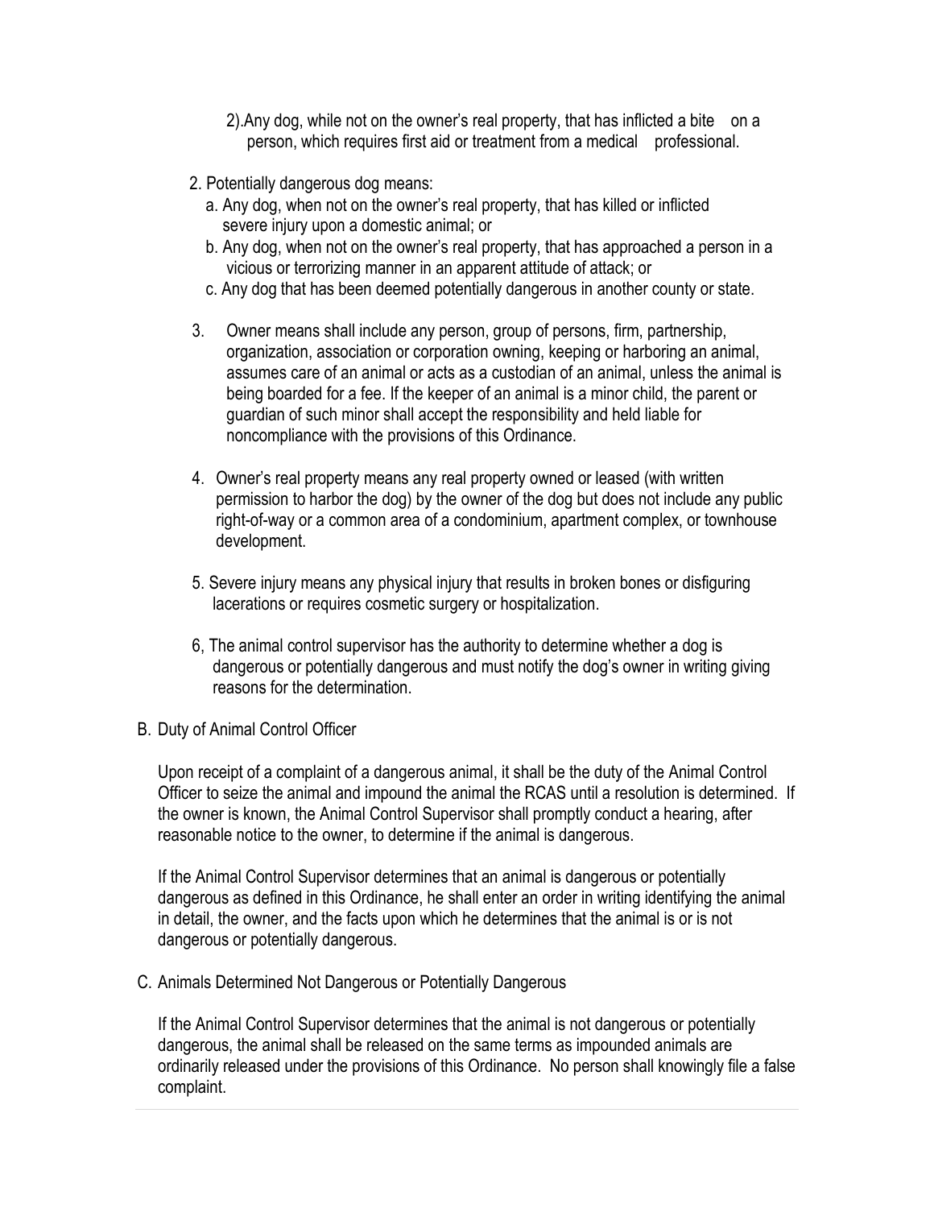2).Any dog, while not on the owner's real property, that has inflicted a bite on a person, which requires first aid or treatment from a medical professional.

2. Potentially dangerous dog means:
   a. Any dog, when not on the owner's real property, that has killed or inflicted severe injury upon a domestic animal; or
   b. Any dog, when not on the owner's real property, that has approached a person in a vicious or terrorizing manner in an apparent attitude of attack; or
   c. Any dog that has been deemed potentially dangerous in another county or state.

3. Owner means shall include any person, group of persons, firm, partnership, organization, association or corporation owning, keeping or harboring an animal, assumes care of an animal or acts as a custodian of an animal, unless the animal is being boarded for a fee. If the keeper of an animal is a minor child, the parent or guardian of such minor shall accept the responsibility and held liable for noncompliance with the provisions of this Ordinance.

4. Owner's real property means any real property owned or leased (with written permission to harbor the dog) by the owner of the dog but does not include any public right-of-way or a common area of a condominium, apartment complex, or townhouse development.

5. Severe injury means any physical injury that results in broken bones or disfiguring lacerations or requires cosmetic surgery or hospitalization.

6, The animal control supervisor has the authority to determine whether a dog is dangerous or potentially dangerous and must notify the dog's owner in writing giving reasons for the determination.

B. Duty of Animal Control Officer

Upon receipt of a complaint of a dangerous animal, it shall be the duty of the Animal Control Officer to seize the animal and impound the animal the RCAS until a resolution is determined. If the owner is known, the Animal Control Supervisor shall promptly conduct a hearing, after reasonable notice to the owner, to determine if the animal is dangerous.

If the Animal Control Supervisor determines that an animal is dangerous or potentially dangerous as defined in this Ordinance, he shall enter an order in writing identifying the animal in detail, the owner, and the facts upon which he determines that the animal is or is not dangerous or potentially dangerous.

C. Animals Determined Not Dangerous or Potentially Dangerous

If the Animal Control Supervisor determines that the animal is not dangerous or potentially dangerous, the animal shall be released on the same terms as impounded animals are ordinarily released under the provisions of this Ordinance. No person shall knowingly file a false complaint.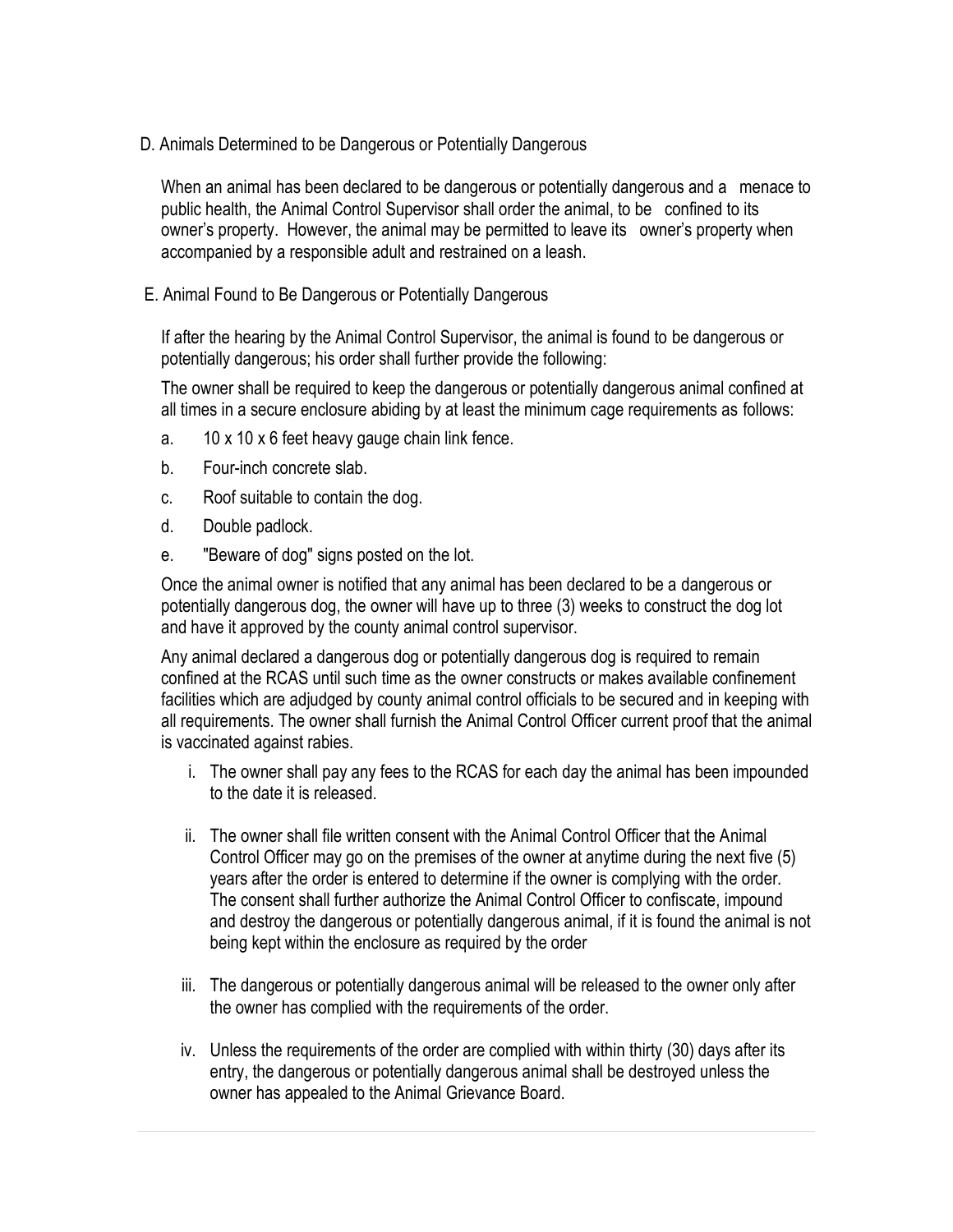D. Animals Determined to be Dangerous or Potentially Dangerous

When an animal has been declared to be dangerous or potentially dangerous and a menace to public health, the Animal Control Supervisor shall order the animal, to be confined to its owner's property. However, the animal may be permitted to leave its owner's property when accompanied by a responsible adult and restrained on a leash.

E. Animal Found to Be Dangerous or Potentially Dangerous

If after the hearing by the Animal Control Supervisor, the animal is found to be dangerous or potentially dangerous; his order shall further provide the following:

The owner shall be required to keep the dangerous or potentially dangerous animal confined at all times in a secure enclosure abiding by at least the minimum cage requirements as follows:

a. 10 x 10 x 6 feet heavy gauge chain link fence.

b. Four-inch concrete slab.

c. Roof suitable to contain the dog.

d. Double padlock.

e. "Beware of dog" signs posted on the lot.

Once the animal owner is notified that any animal has been declared to be a dangerous or potentially dangerous dog, the owner will have up to three (3) weeks to construct the dog lot and have it approved by the county animal control supervisor.

Any animal declared a dangerous dog or potentially dangerous dog is required to remain confined at the RCAS until such time as the owner constructs or makes available confinement facilities which are adjudged by county animal control officials to be secured and in keeping with all requirements. The owner shall furnish the Animal Control Officer current proof that the animal is vaccinated against rabies.

i. The owner shall pay any fees to the RCAS for each day the animal has been impounded to the date it is released.

ii. The owner shall file written consent with the Animal Control Officer that the Animal Control Officer may go on the premises of the owner at anytime during the next five (5) years after the order is entered to determine if the owner is complying with the order. The consent shall further authorize the Animal Control Officer to confiscate, impound and destroy the dangerous or potentially dangerous animal, if it is found the animal is not being kept within the enclosure as required by the order

iii. The dangerous or potentially dangerous animal will be released to the owner only after the owner has complied with the requirements of the order.

iv. Unless the requirements of the order are complied with within thirty (30) days after its entry, the dangerous or potentially dangerous animal shall be destroyed unless the owner has appealed to the Animal Grievance Board.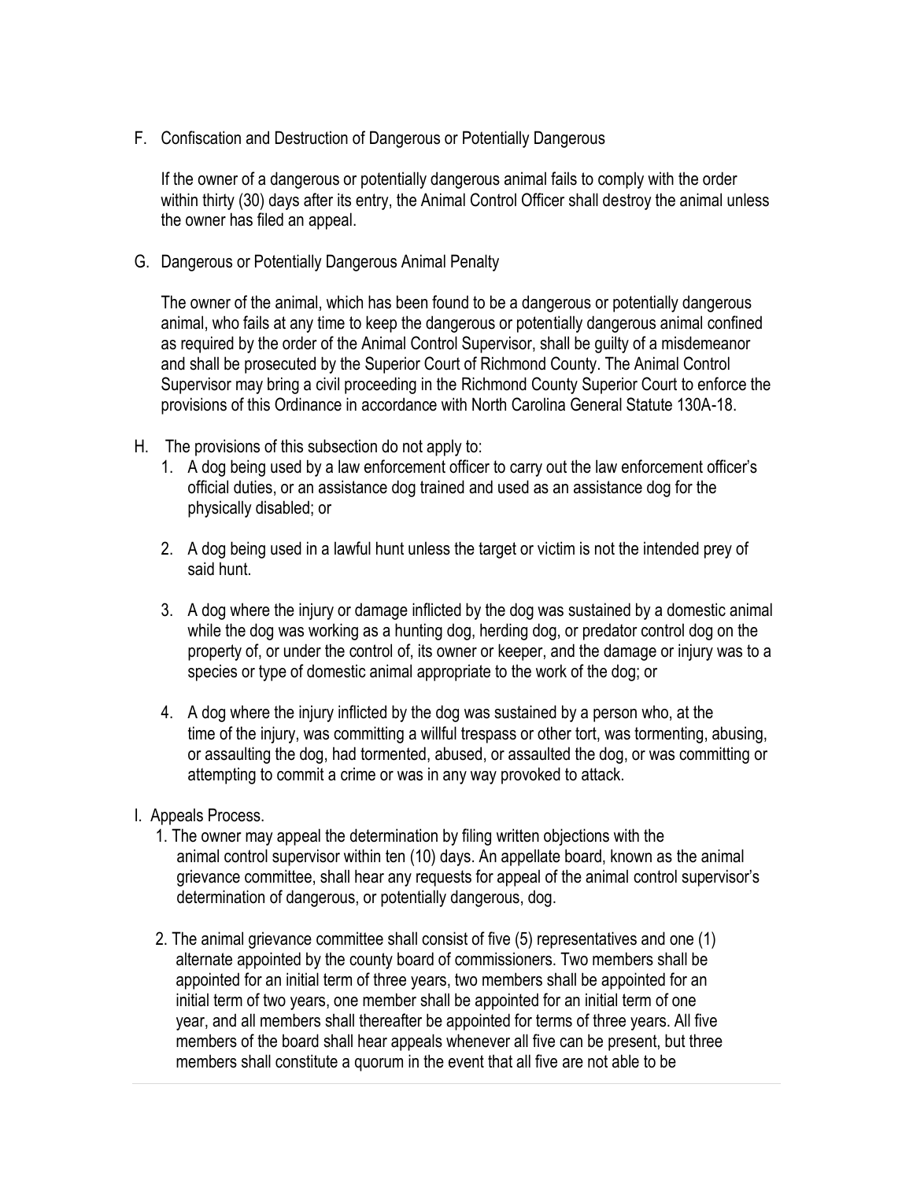F. Confiscation and Destruction of Dangerous or Potentially Dangerous

   If the owner of a dangerous or potentially dangerous animal fails to comply with the order within thirty (30) days after its entry, the Animal Control Officer shall destroy the animal unless the owner has filed an appeal.

G. Dangerous or Potentially Dangerous Animal Penalty

   The owner of the animal, which has been found to be a dangerous or potentially dangerous animal, who fails at any time to keep the dangerous or potentially dangerous animal confined as required by the order of the Animal Control Supervisor, shall be guilty of a misdemeanor and shall be prosecuted by the Superior Court of Richmond County. The Animal Control Supervisor may bring a civil proceeding in the Richmond County Superior Court to enforce the provisions of this Ordinance in accordance with North Carolina General Statute 130A-18.

H. The provisions of this subsection do not apply to:
   1. A dog being used by a law enforcement officer to carry out the law enforcement officer's official duties, or an assistance dog trained and used as an assistance dog for the physically disabled; or

   2. A dog being used in a lawful hunt unless the target or victim is not the intended prey of said hunt.

   3. A dog where the injury or damage inflicted by the dog was sustained by a domestic animal while the dog was working as a hunting dog, herding dog, or predator control dog on the property of, or under the control of, its owner or keeper, and the damage or injury was to a species or type of domestic animal appropriate to the work of the dog; or

   4. A dog where the injury inflicted by the dog was sustained by a person who, at the time of the injury, was committing a willful trespass or other tort, was tormenting, abusing, or assaulting the dog, had tormented, abused, or assaulted the dog, or was committing or attempting to commit a crime or was in any way provoked to attack.

I. Appeals Process.
   1. The owner may appeal the determination by filing written objections with the animal control supervisor within ten (10) days. An appellate board, known as the animal grievance committee, shall hear any requests for appeal of the animal control supervisor's determination of dangerous, or potentially dangerous, dog.

   2. The animal grievance committee shall consist of five (5) representatives and one (1) alternate appointed by the county board of commissioners. Two members shall be appointed for an initial term of three years, two members shall be appointed for an initial term of two years, one member shall be appointed for an initial term of one year, and all members shall thereafter be appointed for terms of three years. All five members of the board shall hear appeals whenever all five can be present, but three members shall constitute a quorum in the event that all five are not able to be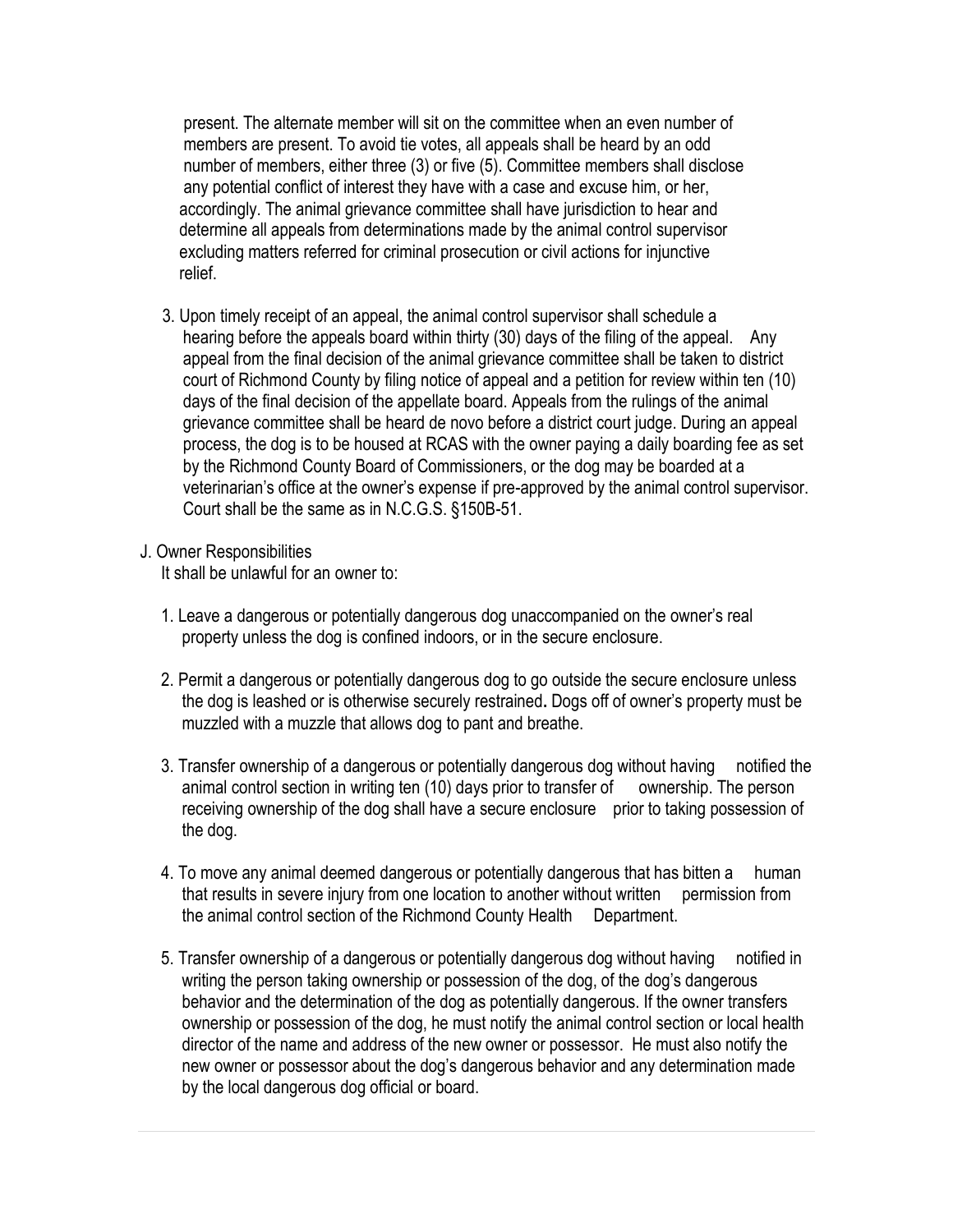present. The alternate member will sit on the committee when an even number of members are present. To avoid tie votes, all appeals shall be heard by an odd number of members, either three (3) or five (5). Committee members shall disclose any potential conflict of interest they have with a case and excuse him, or her, accordingly. The animal grievance committee shall have jurisdiction to hear and determine all appeals from determinations made by the animal control supervisor excluding matters referred for criminal prosecution or civil actions for injunctive relief.

3. Upon timely receipt of an appeal, the animal control supervisor shall schedule a hearing before the appeals board within thirty (30) days of the filing of the appeal. Any appeal from the final decision of the animal grievance committee shall be taken to district court of Richmond County by filing notice of appeal and a petition for review within ten (10) days of the final decision of the appellate board. Appeals from the rulings of the animal grievance committee shall be heard de novo before a district court judge. During an appeal process, the dog is to be housed at RCAS with the owner paying a daily boarding fee as set by the Richmond County Board of Commissioners, or the dog may be boarded at a veterinarian's office at the owner's expense if pre-approved by the animal control supervisor. Court shall be the same as in N.C.G.S. §150B-51.

J. Owner Responsibilities

It shall be unlawful for an owner to:

1. Leave a dangerous or potentially dangerous dog unaccompanied on the owner's real property unless the dog is confined indoors, or in the secure enclosure.

2. Permit a dangerous or potentially dangerous dog to go outside the secure enclosure unless the dog is leashed or is otherwise securely restrained**.** Dogs off of owner's property must be muzzled with a muzzle that allows dog to pant and breathe.

3. Transfer ownership of a dangerous or potentially dangerous dog without having notified the animal control section in writing ten (10) days prior to transfer of ownership. The person receiving ownership of the dog shall have a secure enclosure prior to taking possession of the dog.

4. To move any animal deemed dangerous or potentially dangerous that has bitten a human that results in severe injury from one location to another without written permission from the animal control section of the Richmond County Health Department.

5. Transfer ownership of a dangerous or potentially dangerous dog without having notified in writing the person taking ownership or possession of the dog, of the dog's dangerous behavior and the determination of the dog as potentially dangerous. If the owner transfers ownership or possession of the dog, he must notify the animal control section or local health director of the name and address of the new owner or possessor. He must also notify the new owner or possessor about the dog's dangerous behavior and any determination made by the local dangerous dog official or board.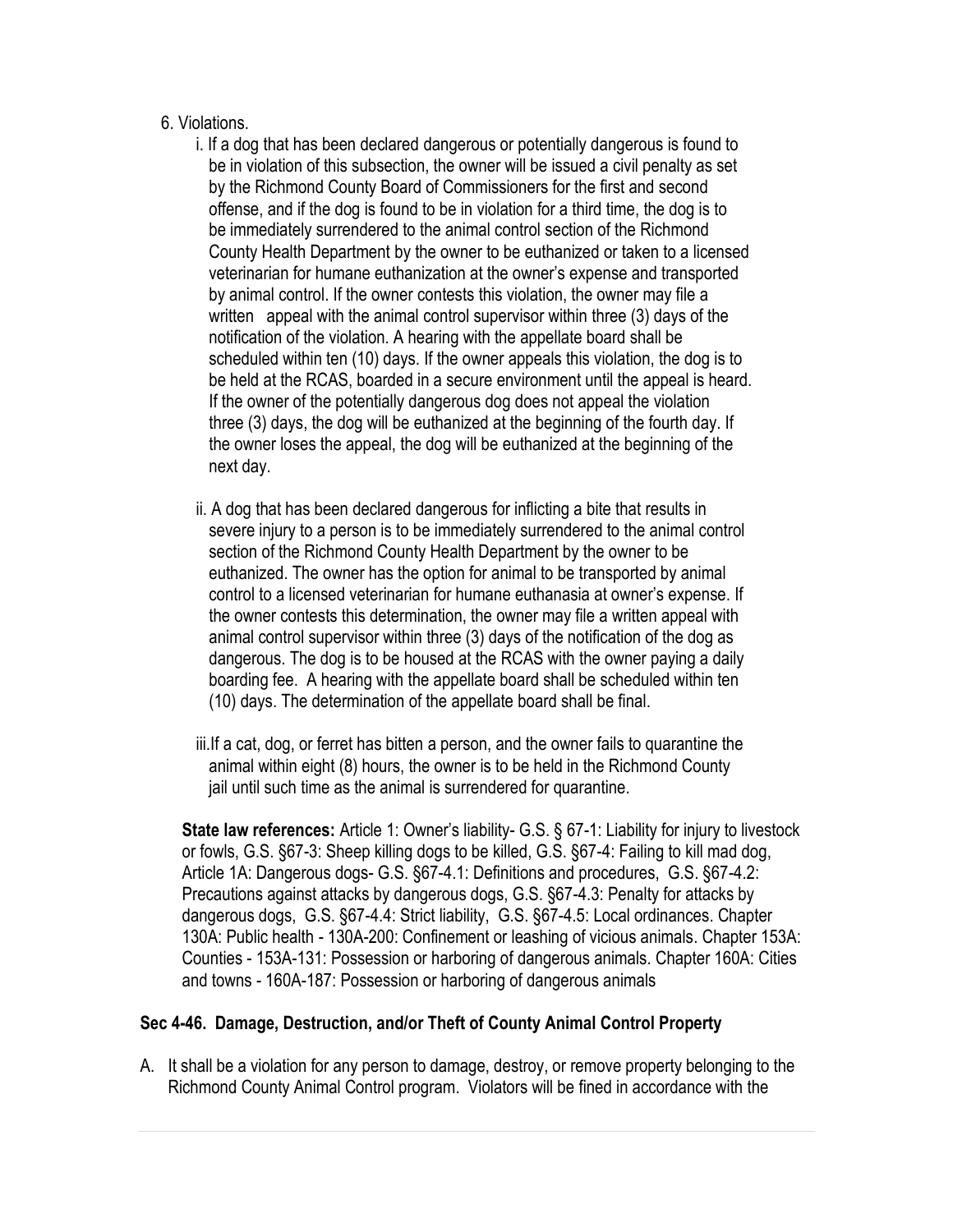6. Violations.

   i. If a dog that has been declared dangerous or potentially dangerous is found to be in violation of this subsection, the owner will be issued a civil penalty as set by the Richmond County Board of Commissioners for the first and second offense, and if the dog is found to be in violation for a third time, the dog is to be immediately surrendered to the animal control section of the Richmond County Health Department by the owner to be euthanized or taken to a licensed veterinarian for humane euthanization at the owner's expense and transported by animal control. If the owner contests this violation, the owner may file a written appeal with the animal control supervisor within three (3) days of the notification of the violation. A hearing with the appellate board shall be scheduled within ten (10) days. If the owner appeals this violation, the dog is to be held at the RCAS, boarded in a secure environment until the appeal is heard. If the owner of the potentially dangerous dog does not appeal the violation three (3) days, the dog will be euthanized at the beginning of the fourth day. If the owner loses the appeal, the dog will be euthanized at the beginning of the next day.

   ii. A dog that has been declared dangerous for inflicting a bite that results in severe injury to a person is to be immediately surrendered to the animal control section of the Richmond County Health Department by the owner to be euthanized. The owner has the option for animal to be transported by animal control to a licensed veterinarian for humane euthanasia at owner's expense. If the owner contests this determination, the owner may file a written appeal with animal control supervisor within three (3) days of the notification of the dog as dangerous. The dog is to be housed at the RCAS with the owner paying a daily boarding fee. A hearing with the appellate board shall be scheduled within ten (10) days. The determination of the appellate board shall be final.

   iii. If a cat, dog, or ferret has bitten a person, and the owner fails to quarantine the animal within eight (8) hours, the owner is to be held in the Richmond County jail until such time as the animal is surrendered for quarantine.

**State law references:** Article 1: Owner's liability- G.S. § 67-1: Liability for injury to livestock or fowls, G.S. §67-3: Sheep killing dogs to be killed, G.S. §67-4: Failing to kill mad dog, Article 1A: Dangerous dogs- G.S. §67-4.1: Definitions and procedures, G.S. §67-4.2: Precautions against attacks by dangerous dogs, G.S. §67-4.3: Penalty for attacks by dangerous dogs, G.S. §67-4.4: Strict liability, G.S. §67-4.5: Local ordinances. Chapter 130A: Public health - 130A-200: Confinement or leashing of vicious animals. Chapter 153A: Counties - 153A-131: Possession or harboring of dangerous animals. Chapter 160A: Cities and towns - 160A-187: Possession or harboring of dangerous animals

## Sec 4-46. Damage, Destruction, and/or Theft of County Animal Control Property

A. It shall be a violation for any person to damage, destroy, or remove property belonging to the Richmond County Animal Control program. Violators will be fined in accordance with the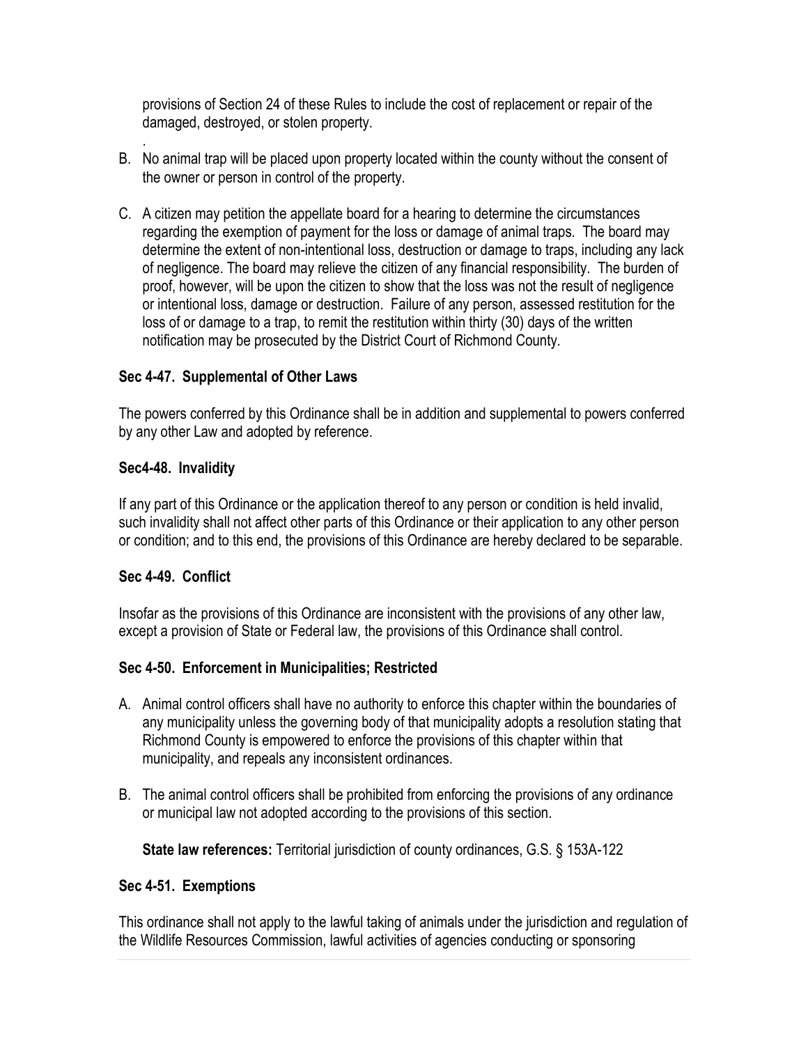provisions of Section 24 of these Rules to include the cost of replacement or repair of the damaged, destroyed, or stolen property.

.

B. No animal trap will be placed upon property located within the county without the consent of the owner or person in control of the property.

C. A citizen may petition the appellate board for a hearing to determine the circumstances regarding the exemption of payment for the loss or damage of animal traps. The board may determine the extent of non-intentional loss, destruction or damage to traps, including any lack of negligence. The board may relieve the citizen of any financial responsibility. The burden of proof, however, will be upon the citizen to show that the loss was not the result of negligence or intentional loss, damage or destruction. Failure of any person, assessed restitution for the loss of or damage to a trap, to remit the restitution within thirty (30) days of the written notification may be prosecuted by the District Court of Richmond County.

### Sec 4-47. Supplemental of Other Laws

The powers conferred by this Ordinance shall be in addition and supplemental to powers conferred by any other Law and adopted by reference.

### Sec4-48. Invalidity

If any part of this Ordinance or the application thereof to any person or condition is held invalid, such invalidity shall not affect other parts of this Ordinance or their application to any other person or condition; and to this end, the provisions of this Ordinance are hereby declared to be separable.

### Sec 4-49. Conflict

Insofar as the provisions of this Ordinance are inconsistent with the provisions of any other law, except a provision of State or Federal law, the provisions of this Ordinance shall control.

### Sec 4-50. Enforcement in Municipalities; Restricted

A. Animal control officers shall have no authority to enforce this chapter within the boundaries of any municipality unless the governing body of that municipality adopts a resolution stating that Richmond County is empowered to enforce the provisions of this chapter within that municipality, and repeals any inconsistent ordinances.

B. The animal control officers shall be prohibited from enforcing the provisions of any ordinance or municipal law not adopted according to the provisions of this section.

**State law references:** Territorial jurisdiction of county ordinances, G.S. § 153A-122

### Sec 4-51. Exemptions

This ordinance shall not apply to the lawful taking of animals under the jurisdiction and regulation of the Wildlife Resources Commission, lawful activities of agencies conducting or sponsoring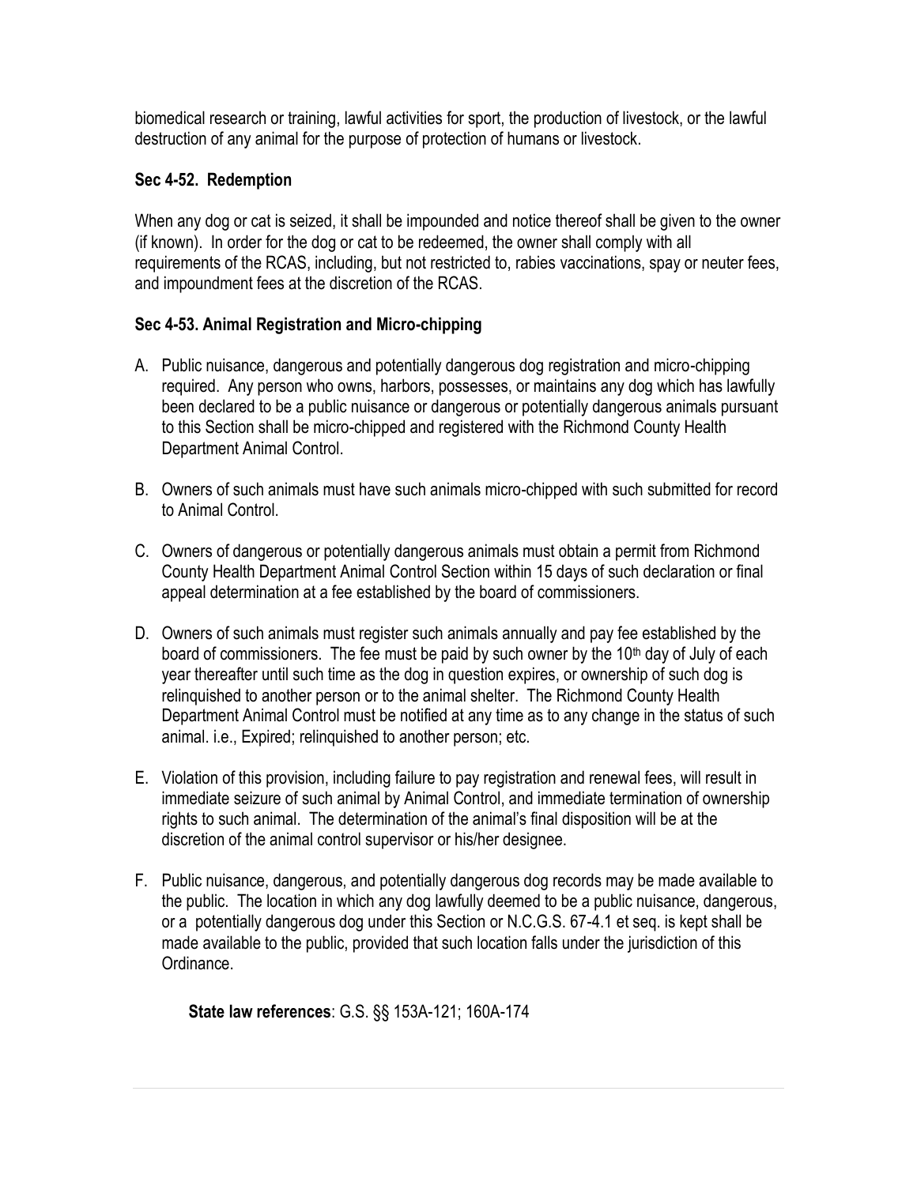biomedical research or training, lawful activities for sport, the production of livestock, or the lawful destruction of any animal for the purpose of protection of humans or livestock.

### Sec 4-52. Redemption

When any dog or cat is seized, it shall be impounded and notice thereof shall be given to the owner (if known). In order for the dog or cat to be redeemed, the owner shall comply with all requirements of the RCAS, including, but not restricted to, rabies vaccinations, spay or neuter fees, and impoundment fees at the discretion of the RCAS.

### Sec 4-53. Animal Registration and Micro-chipping

A. Public nuisance, dangerous and potentially dangerous dog registration and micro-chipping required. Any person who owns, harbors, possesses, or maintains any dog which has lawfully been declared to be a public nuisance or dangerous or potentially dangerous animals pursuant to this Section shall be micro-chipped and registered with the Richmond County Health Department Animal Control.

B. Owners of such animals must have such animals micro-chipped with such submitted for record to Animal Control.

C. Owners of dangerous or potentially dangerous animals must obtain a permit from Richmond County Health Department Animal Control Section within 15 days of such declaration or final appeal determination at a fee established by the board of commissioners.

D. Owners of such animals must register such animals annually and pay fee established by the board of commissioners. The fee must be paid by such owner by the 10th day of July of each year thereafter until such time as the dog in question expires, or ownership of such dog is relinquished to another person or to the animal shelter. The Richmond County Health Department Animal Control must be notified at any time as to any change in the status of such animal. i.e., Expired; relinquished to another person; etc.

E. Violation of this provision, including failure to pay registration and renewal fees, will result in immediate seizure of such animal by Animal Control, and immediate termination of ownership rights to such animal. The determination of the animal's final disposition will be at the discretion of the animal control supervisor or his/her designee.

F. Public nuisance, dangerous, and potentially dangerous dog records may be made available to the public. The location in which any dog lawfully deemed to be a public nuisance, dangerous, or a potentially dangerous dog under this Section or N.C.G.S. 67-4.1 et seq. is kept shall be made available to the public, provided that such location falls under the jurisdiction of this Ordinance.

**State law references**: G.S. §§ 153A-121; 160A-174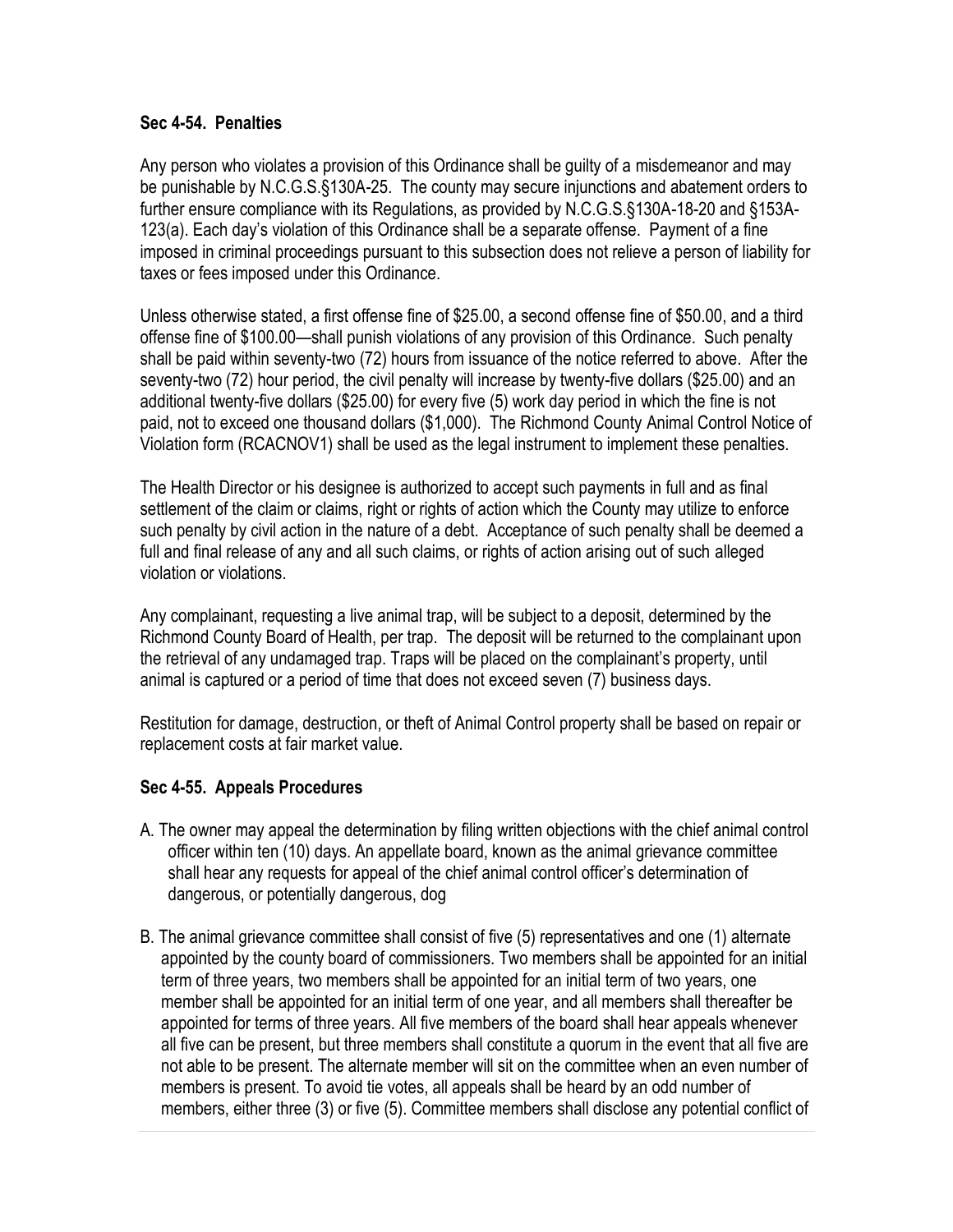### Sec 4-54. Penalties

Any person who violates a provision of this Ordinance shall be guilty of a misdemeanor and may be punishable by N.C.G.S.§130A-25. The county may secure injunctions and abatement orders to further ensure compliance with its Regulations, as provided by N.C.G.S.§130A-18-20 and §153A-123(a). Each day's violation of this Ordinance shall be a separate offense. Payment of a fine imposed in criminal proceedings pursuant to this subsection does not relieve a person of liability for taxes or fees imposed under this Ordinance.

Unless otherwise stated, a first offense fine of $25.00, a second offense fine of $50.00, and a third offense fine of $100.00—shall punish violations of any provision of this Ordinance. Such penalty shall be paid within seventy-two (72) hours from issuance of the notice referred to above. After the seventy-two (72) hour period, the civil penalty will increase by twenty-five dollars ($25.00) and an additional twenty-five dollars ($25.00) for every five (5) work day period in which the fine is not paid, not to exceed one thousand dollars ($1,000). The Richmond County Animal Control Notice of Violation form (RCACNOV1) shall be used as the legal instrument to implement these penalties.

The Health Director or his designee is authorized to accept such payments in full and as final settlement of the claim or claims, right or rights of action which the County may utilize to enforce such penalty by civil action in the nature of a debt. Acceptance of such penalty shall be deemed a full and final release of any and all such claims, or rights of action arising out of such alleged violation or violations.

Any complainant, requesting a live animal trap, will be subject to a deposit, determined by the Richmond County Board of Health, per trap. The deposit will be returned to the complainant upon the retrieval of any undamaged trap. Traps will be placed on the complainant's property, until animal is captured or a period of time that does not exceed seven (7) business days.

Restitution for damage, destruction, or theft of Animal Control property shall be based on repair or replacement costs at fair market value.

### Sec 4-55. Appeals Procedures

A. The owner may appeal the determination by filing written objections with the chief animal control officer within ten (10) days. An appellate board, known as the animal grievance committee shall hear any requests for appeal of the chief animal control officer's determination of dangerous, or potentially dangerous, dog

B. The animal grievance committee shall consist of five (5) representatives and one (1) alternate appointed by the county board of commissioners. Two members shall be appointed for an initial term of three years, two members shall be appointed for an initial term of two years, one member shall be appointed for an initial term of one year, and all members shall thereafter be appointed for terms of three years. All five members of the board shall hear appeals whenever all five can be present, but three members shall constitute a quorum in the event that all five are not able to be present. The alternate member will sit on the committee when an even number of members is present. To avoid tie votes, all appeals shall be heard by an odd number of members, either three (3) or five (5). Committee members shall disclose any potential conflict of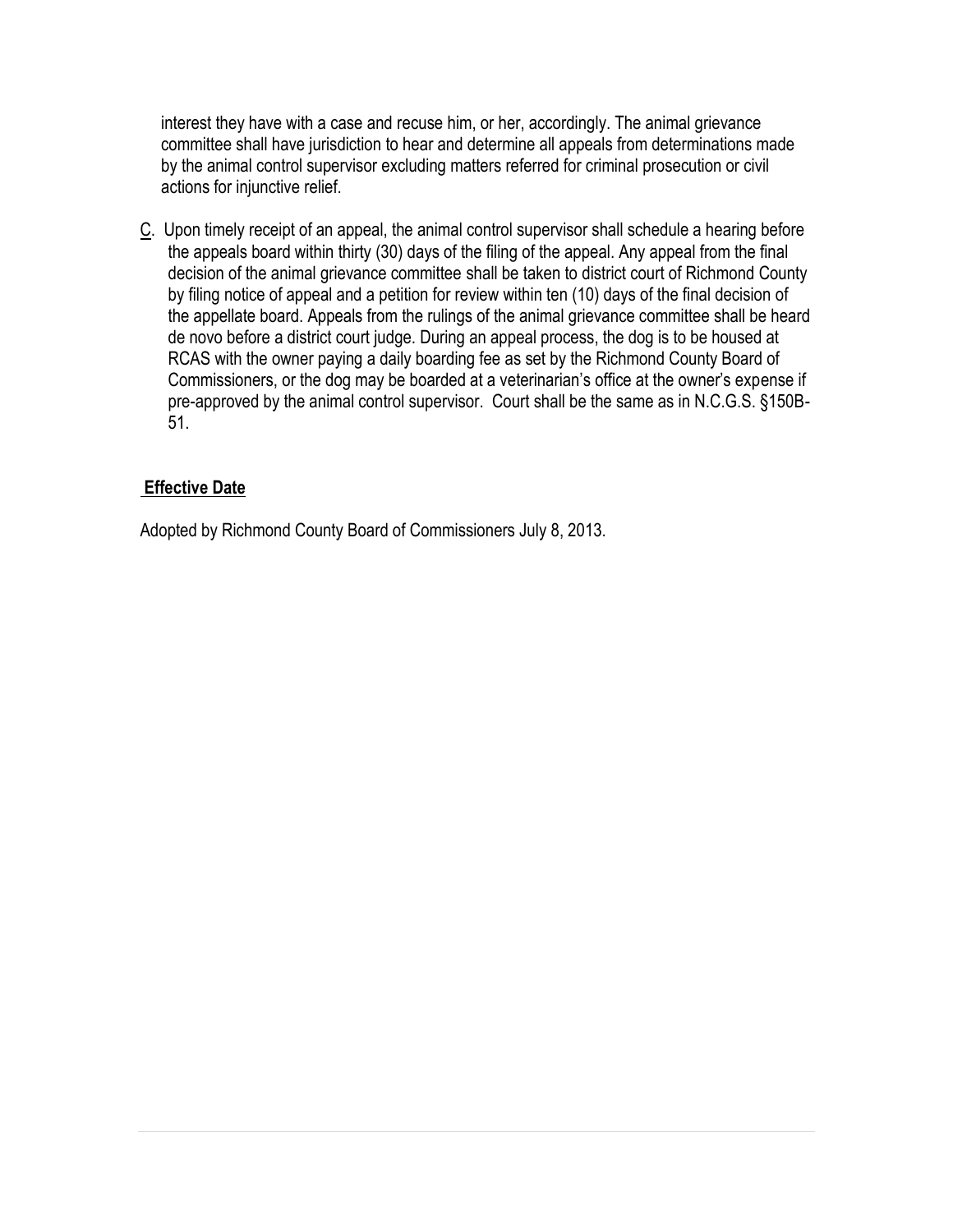interest they have with a case and recuse him, or her, accordingly. The animal grievance committee shall have jurisdiction to hear and determine all appeals from determinations made by the animal control supervisor excluding matters referred for criminal prosecution or civil actions for injunctive relief.

C. Upon timely receipt of an appeal, the animal control supervisor shall schedule a hearing before the appeals board within thirty (30) days of the filing of the appeal. Any appeal from the final decision of the animal grievance committee shall be taken to district court of Richmond County by filing notice of appeal and a petition for review within ten (10) days of the final decision of the appellate board. Appeals from the rulings of the animal grievance committee shall be heard de novo before a district court judge. During an appeal process, the dog is to be housed at RCAS with the owner paying a daily boarding fee as set by the Richmond County Board of Commissioners, or the dog may be boarded at a veterinarian's office at the owner's expense if pre-approved by the animal control supervisor. Court shall be the same as in N.C.G.S. §150B-51.

## Effective Date

Adopted by Richmond County Board of Commissioners July 8, 2013.